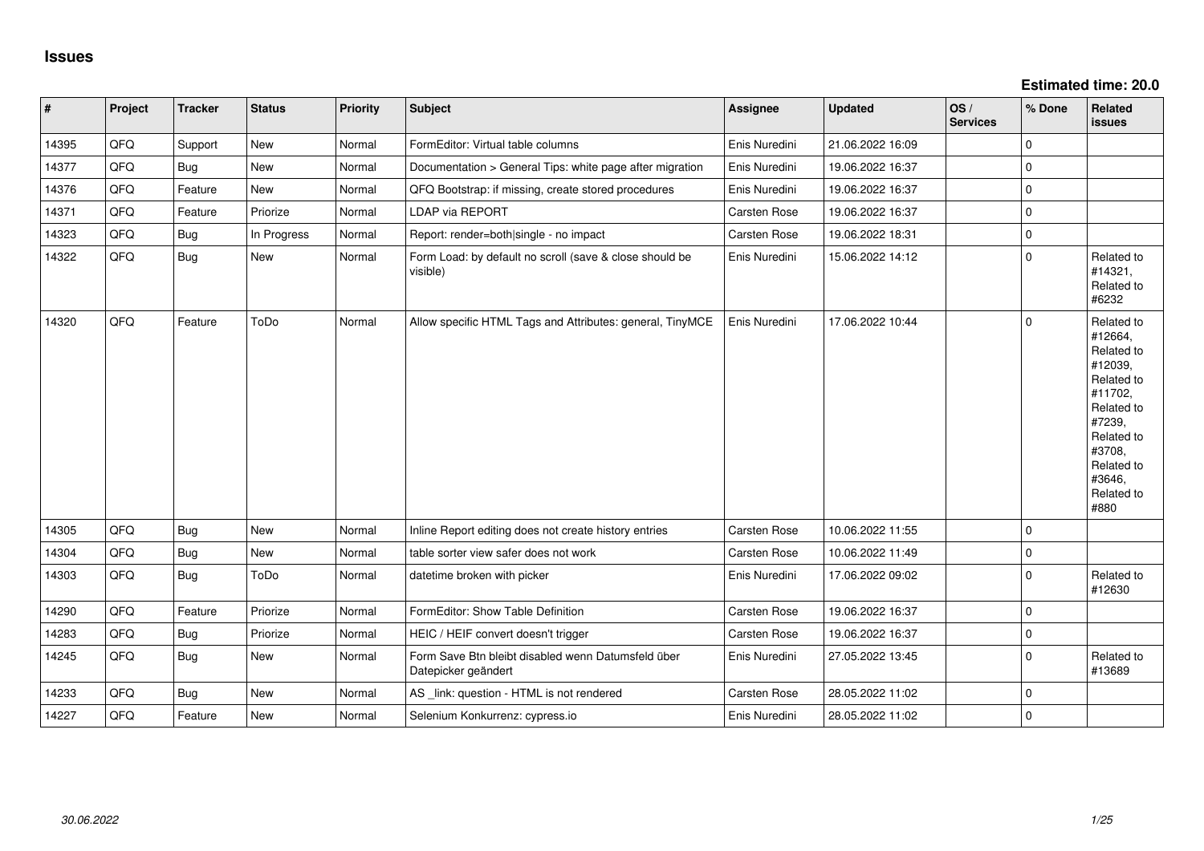# Issues

**Estimated time: 20.0**

| # | Project | Tracker | Status | Priority | Subject | Assignee | Updated | OS / Services | % Done | Related issues |
|---|---|---|---|---|---|---|---|---|---|---|
| 14395 | QFQ | Support | New | Normal | FormEditor: Virtual table columns | Enis Nuredini | 21.06.2022 16:09 | | 0 | |
| 14377 | QFQ | Bug | New | Normal | Documentation > General Tips: white page after migration | Enis Nuredini | 19.06.2022 16:37 | | 0 | |
| 14376 | QFQ | Feature | New | Normal | QFQ Bootstrap: if missing, create stored procedures | Enis Nuredini | 19.06.2022 16:37 | | 0 | |
| 14371 | QFQ | Feature | Priorize | Normal | LDAP via REPORT | Carsten Rose | 19.06.2022 16:37 | | 0 | |
| 14323 | QFQ | Bug | In Progress | Normal | Report: render=both\|single - no impact | Carsten Rose | 19.06.2022 18:31 | | 0 | |
| 14322 | QFQ | Bug | New | Normal | Form Load: by default no scroll (save & close should be visible) | Enis Nuredini | 15.06.2022 14:12 | | 0 | Related to #14321, Related to #6232 |
| 14320 | QFQ | Feature | ToDo | Normal | Allow specific HTML Tags and Attributes: general, TinyMCE | Enis Nuredini | 17.06.2022 10:44 | | 0 | Related to #12664, Related to #12039, Related to #11702, Related to #7239, Related to #3708, Related to #3646, Related to #880 |
| 14305 | QFQ | Bug | New | Normal | Inline Report editing does not create history entries | Carsten Rose | 10.06.2022 11:55 | | 0 | |
| 14304 | QFQ | Bug | New | Normal | table sorter view safer does not work | Carsten Rose | 10.06.2022 11:49 | | 0 | |
| 14303 | QFQ | Bug | ToDo | Normal | datetime broken with picker | Enis Nuredini | 17.06.2022 09:02 | | 0 | Related to #12630 |
| 14290 | QFQ | Feature | Priorize | Normal | FormEditor: Show Table Definition | Carsten Rose | 19.06.2022 16:37 | | 0 | |
| 14283 | QFQ | Bug | Priorize | Normal | HEIC / HEIF convert doesn't trigger | Carsten Rose | 19.06.2022 16:37 | | 0 | |
| 14245 | QFQ | Bug | New | Normal | Form Save Btn bleibt disabled wenn Datumsfeld über Datepicker geändert | Enis Nuredini | 27.05.2022 13:45 | | 0 | Related to #13689 |
| 14233 | QFQ | Bug | New | Normal | AS _link: question - HTML is not rendered | Carsten Rose | 28.05.2022 11:02 | | 0 | |
| 14227 | QFQ | Feature | New | Normal | Selenium Konkurrenz: cypress.io | Enis Nuredini | 28.05.2022 11:02 | | 0 | |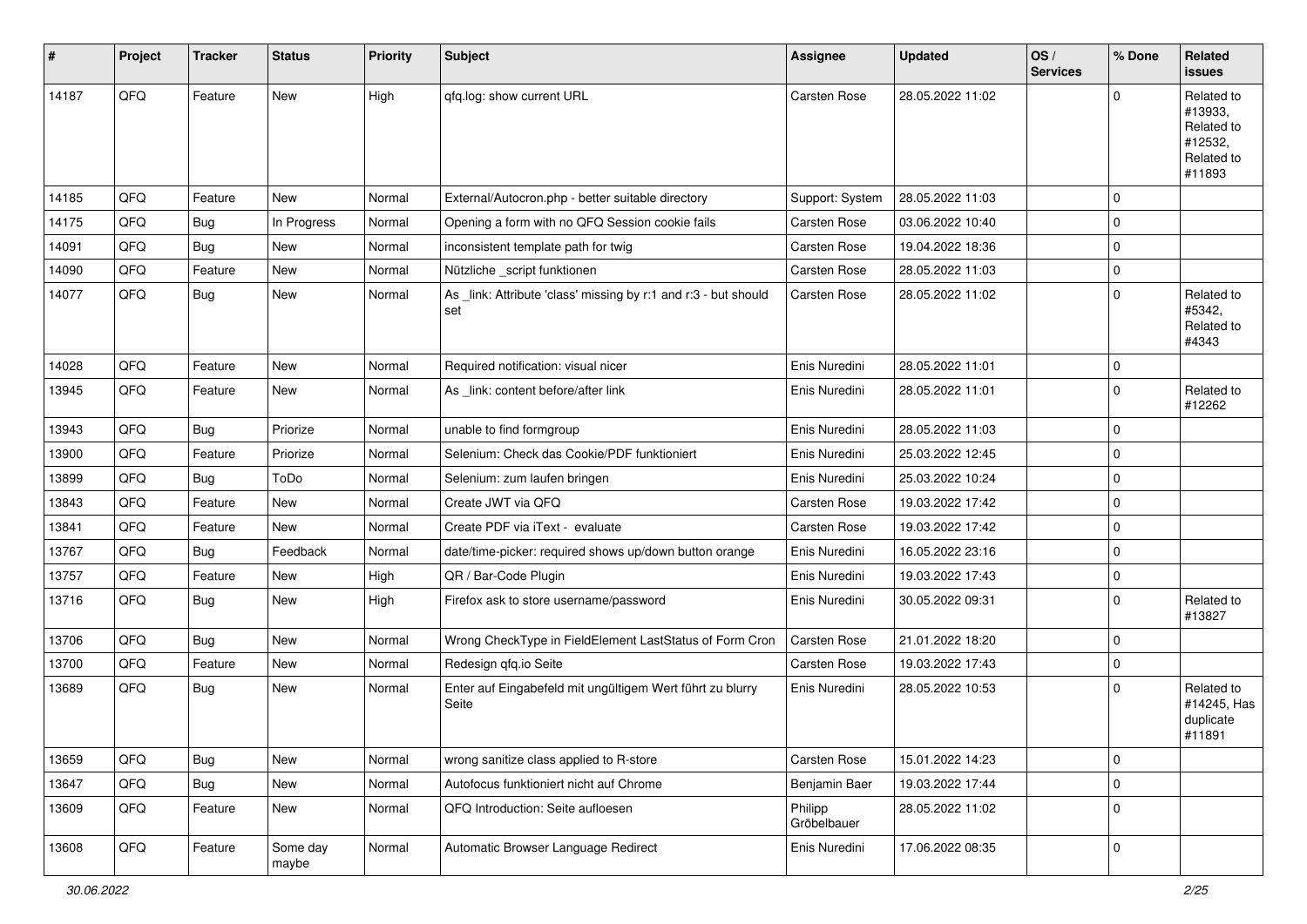| # | Project | Tracker | Status | Priority | Subject | Assignee | Updated | OS / Services | % Done | Related issues |
|---|---|---|---|---|---|---|---|---|---|---|
| 14187 | QFQ | Feature | New | High | qfq.log: show current URL | Carsten Rose | 28.05.2022 11:02 | | 0 | Related to #13933, Related to #12532, Related to #11893 |
| 14185 | QFQ | Feature | New | Normal | External/Autocron.php - better suitable directory | Support: System | 28.05.2022 11:03 | | 0 | |
| 14175 | QFQ | Bug | In Progress | Normal | Opening a form with no QFQ Session cookie fails | Carsten Rose | 03.06.2022 10:40 | | 0 | |
| 14091 | QFQ | Bug | New | Normal | inconsistent template path for twig | Carsten Rose | 19.04.2022 18:36 | | 0 | |
| 14090 | QFQ | Feature | New | Normal | Nützliche _script funktionen | Carsten Rose | 28.05.2022 11:03 | | 0 | |
| 14077 | QFQ | Bug | New | Normal | As _link: Attribute 'class' missing by r:1 and r:3 - but should set | Carsten Rose | 28.05.2022 11:02 | | 0 | Related to #5342, Related to #4343 |
| 14028 | QFQ | Feature | New | Normal | Required notification: visual nicer | Enis Nuredini | 28.05.2022 11:01 | | 0 | |
| 13945 | QFQ | Feature | New | Normal | As _link: content before/after link | Enis Nuredini | 28.05.2022 11:01 | | 0 | Related to #12262 |
| 13943 | QFQ | Bug | Priorize | Normal | unable to find formgroup | Enis Nuredini | 28.05.2022 11:03 | | 0 | |
| 13900 | QFQ | Feature | Priorize | Normal | Selenium: Check das Cookie/PDF funktioniert | Enis Nuredini | 25.03.2022 12:45 | | 0 | |
| 13899 | QFQ | Bug | ToDo | Normal | Selenium: zum laufen bringen | Enis Nuredini | 25.03.2022 10:24 | | 0 | |
| 13843 | QFQ | Feature | New | Normal | Create JWT via QFQ | Carsten Rose | 19.03.2022 17:42 | | 0 | |
| 13841 | QFQ | Feature | New | Normal | Create PDF via iText - evaluate | Carsten Rose | 19.03.2022 17:42 | | 0 | |
| 13767 | QFQ | Bug | Feedback | Normal | date/time-picker: required shows up/down button orange | Enis Nuredini | 16.05.2022 23:16 | | 0 | |
| 13757 | QFQ | Feature | New | High | QR / Bar-Code Plugin | Enis Nuredini | 19.03.2022 17:43 | | 0 | |
| 13716 | QFQ | Bug | New | High | Firefox ask to store username/password | Enis Nuredini | 30.05.2022 09:31 | | 0 | Related to #13827 |
| 13706 | QFQ | Bug | New | Normal | Wrong CheckType in FieldElement LastStatus of Form Cron | Carsten Rose | 21.01.2022 18:20 | | 0 | |
| 13700 | QFQ | Feature | New | Normal | Redesign qfq.io Seite | Carsten Rose | 19.03.2022 17:43 | | 0 | |
| 13689 | QFQ | Bug | New | Normal | Enter auf Eingabefeld mit ungültigem Wert führt zu blurry Seite | Enis Nuredini | 28.05.2022 10:53 | | 0 | Related to #14245, Has duplicate #11891 |
| 13659 | QFQ | Bug | New | Normal | wrong sanitize class applied to R-store | Carsten Rose | 15.01.2022 14:23 | | 0 | |
| 13647 | QFQ | Bug | New | Normal | Autofocus funktioniert nicht auf Chrome | Benjamin Baer | 19.03.2022 17:44 | | 0 | |
| 13609 | QFQ | Feature | New | Normal | QFQ Introduction: Seite aufloesen | Philipp Gröbelbauer | 28.05.2022 11:02 | | 0 | |
| 13608 | QFQ | Feature | Some day maybe | Normal | Automatic Browser Language Redirect | Enis Nuredini | 17.06.2022 08:35 | | 0 | |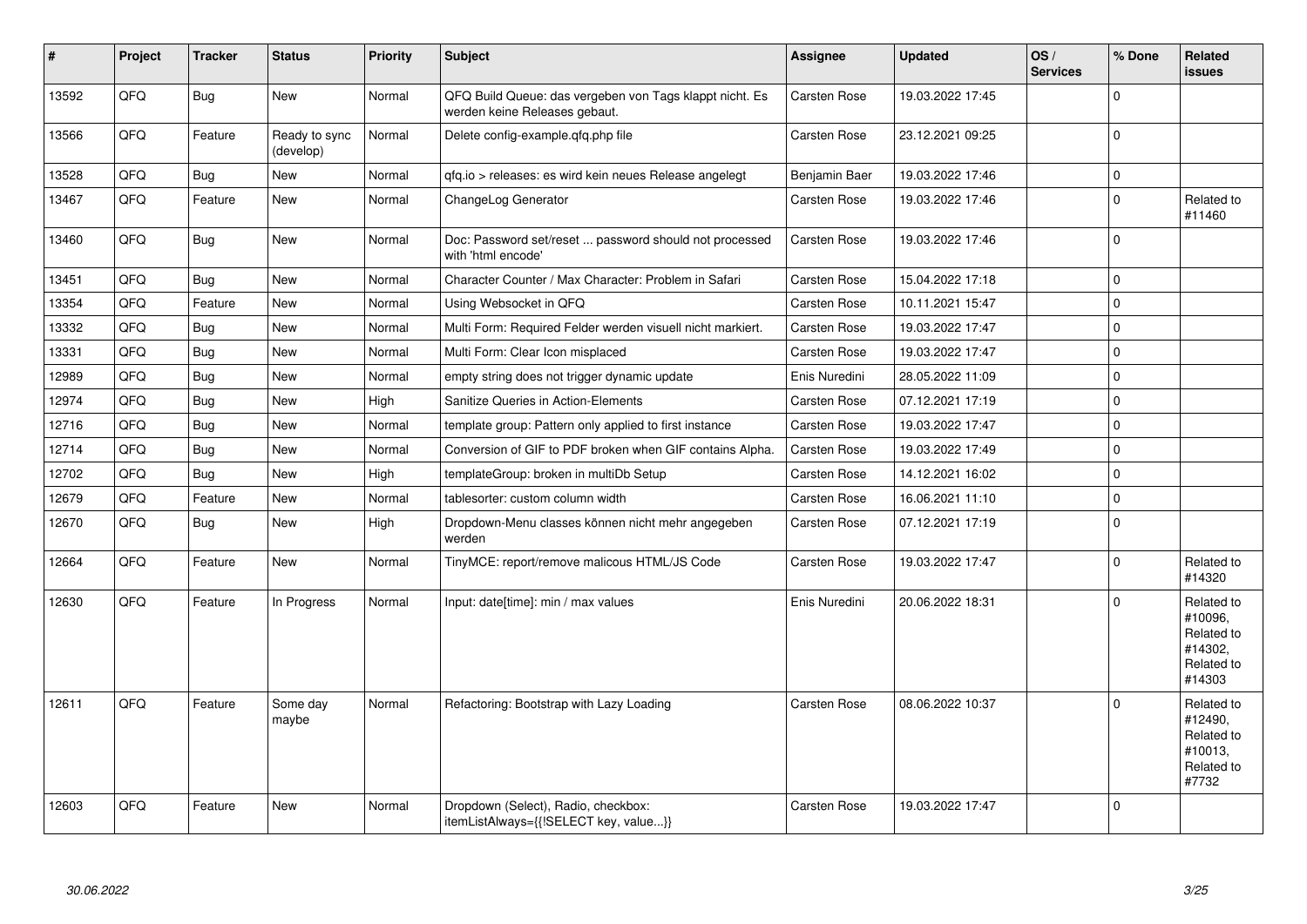| # | Project | Tracker | Status | Priority | Subject | Assignee | Updated | OS / Services | % Done | Related issues |
|---|---|---|---|---|---|---|---|---|---|---|
| 13592 | QFQ | Bug | New | Normal | QFQ Build Queue: das vergeben von Tags klappt nicht. Es werden keine Releases gebaut. | Carsten Rose | 19.03.2022 17:45 | | 0 | |
| 13566 | QFQ | Feature | Ready to sync (develop) | Normal | Delete config-example.qfq.php file | Carsten Rose | 23.12.2021 09:25 | | 0 | |
| 13528 | QFQ | Bug | New | Normal | qfq.io > releases: es wird kein neues Release angelegt | Benjamin Baer | 19.03.2022 17:46 | | 0 | |
| 13467 | QFQ | Feature | New | Normal | ChangeLog Generator | Carsten Rose | 19.03.2022 17:46 | | 0 | Related to #11460 |
| 13460 | QFQ | Bug | New | Normal | Doc: Password set/reset ... password should not processed with 'html encode' | Carsten Rose | 19.03.2022 17:46 | | 0 | |
| 13451 | QFQ | Bug | New | Normal | Character Counter / Max Character: Problem in Safari | Carsten Rose | 15.04.2022 17:18 | | 0 | |
| 13354 | QFQ | Feature | New | Normal | Using Websocket in QFQ | Carsten Rose | 10.11.2021 15:47 | | 0 | |
| 13332 | QFQ | Bug | New | Normal | Multi Form: Required Felder werden visuell nicht markiert. | Carsten Rose | 19.03.2022 17:47 | | 0 | |
| 13331 | QFQ | Bug | New | Normal | Multi Form: Clear Icon misplaced | Carsten Rose | 19.03.2022 17:47 | | 0 | |
| 12989 | QFQ | Bug | New | Normal | empty string does not trigger dynamic update | Enis Nuredini | 28.05.2022 11:09 | | 0 | |
| 12974 | QFQ | Bug | New | High | Sanitize Queries in Action-Elements | Carsten Rose | 07.12.2021 17:19 | | 0 | |
| 12716 | QFQ | Bug | New | Normal | template group: Pattern only applied to first instance | Carsten Rose | 19.03.2022 17:47 | | 0 | |
| 12714 | QFQ | Bug | New | Normal | Conversion of GIF to PDF broken when GIF contains Alpha. | Carsten Rose | 19.03.2022 17:49 | | 0 | |
| 12702 | QFQ | Bug | New | High | templateGroup: broken in multiDb Setup | Carsten Rose | 14.12.2021 16:02 | | 0 | |
| 12679 | QFQ | Feature | New | Normal | tablesorter: custom column width | Carsten Rose | 16.06.2021 11:10 | | 0 | |
| 12670 | QFQ | Bug | New | High | Dropdown-Menu classes können nicht mehr angegeben werden | Carsten Rose | 07.12.2021 17:19 | | 0 | |
| 12664 | QFQ | Feature | New | Normal | TinyMCE: report/remove malicous HTML/JS Code | Carsten Rose | 19.03.2022 17:47 | | 0 | Related to #14320 |
| 12630 | QFQ | Feature | In Progress | Normal | Input: date[time]: min / max values | Enis Nuredini | 20.06.2022 18:31 | | 0 | Related to #10096, Related to #14302, Related to #14303 |
| 12611 | QFQ | Feature | Some day maybe | Normal | Refactoring: Bootstrap with Lazy Loading | Carsten Rose | 08.06.2022 10:37 | | 0 | Related to #12490, Related to #10013, Related to #7732 |
| 12603 | QFQ | Feature | New | Normal | Dropdown (Select), Radio, checkbox: itemListAlways={{!SELECT key, value...}} | Carsten Rose | 19.03.2022 17:47 | | 0 | |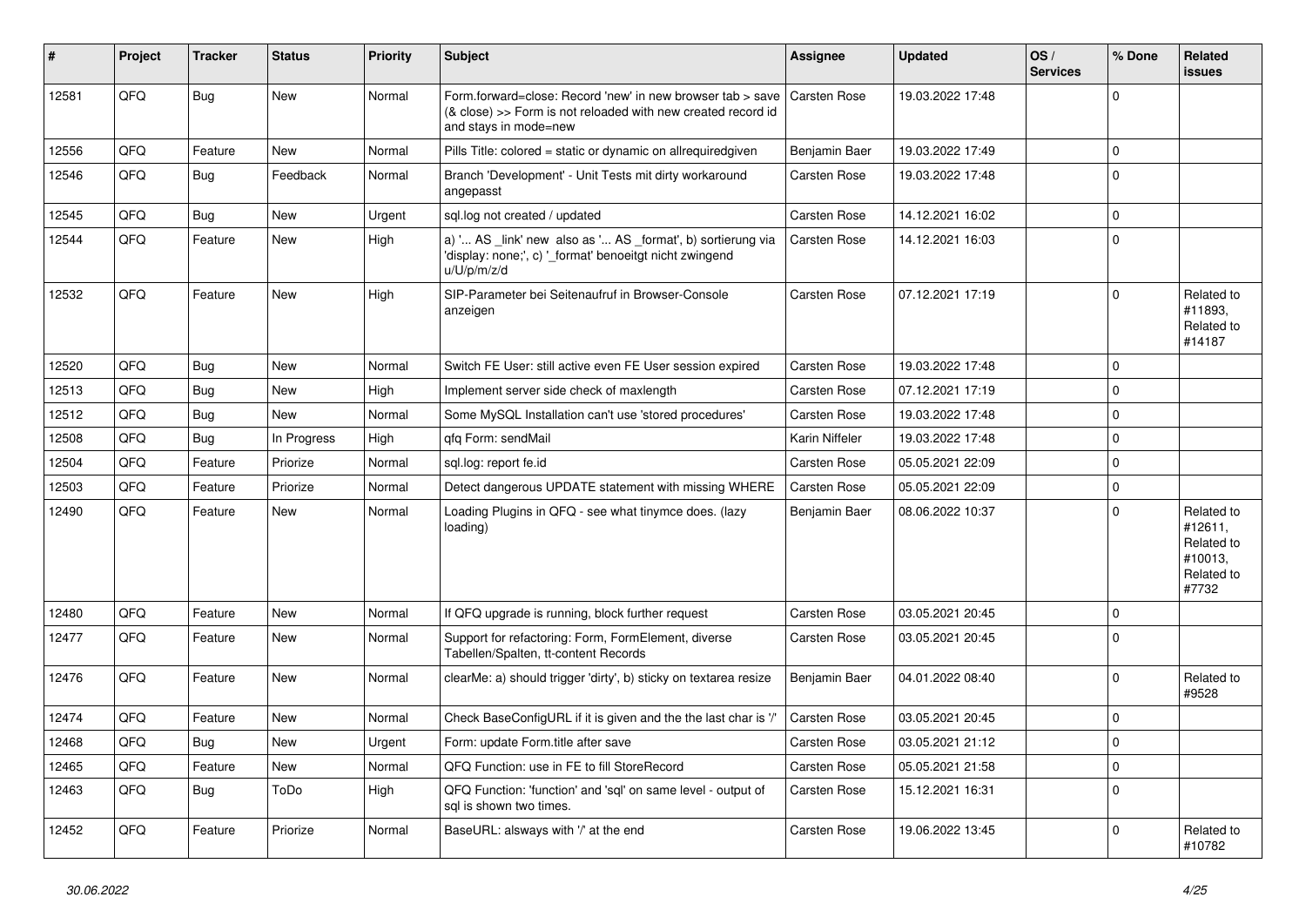| # | Project | Tracker | Status | Priority | Subject | Assignee | Updated | OS / Services | % Done | Related issues |
|---|---|---|---|---|---|---|---|---|---|---|
| 12581 | QFQ | Bug | New | Normal | Form.forward=close: Record 'new' in new browser tab > save (& close) >> Form is not reloaded with new created record id and stays in mode=new | Carsten Rose | 19.03.2022 17:48 | | 0 | |
| 12556 | QFQ | Feature | New | Normal | Pills Title: colored = static or dynamic on allrequiredgiven | Benjamin Baer | 19.03.2022 17:49 | | 0 | |
| 12546 | QFQ | Bug | Feedback | Normal | Branch 'Development' - Unit Tests mit dirty workaround angepasst | Carsten Rose | 19.03.2022 17:48 | | 0 | |
| 12545 | QFQ | Bug | New | Urgent | sql.log not created / updated | Carsten Rose | 14.12.2021 16:02 | | 0 | |
| 12544 | QFQ | Feature | New | High | a) '... AS _link' new also as '... AS _format', b) sortierung via 'display: none;', c) '_format' benoeitgt nicht zwingend u/U/p/m/z/d | Carsten Rose | 14.12.2021 16:03 | | 0 | |
| 12532 | QFQ | Feature | New | High | SIP-Parameter bei Seitenaufruf in Browser-Console anzeigen | Carsten Rose | 07.12.2021 17:19 | | 0 | Related to #11893, Related to #14187 |
| 12520 | QFQ | Bug | New | Normal | Switch FE User: still active even FE User session expired | Carsten Rose | 19.03.2022 17:48 | | 0 | |
| 12513 | QFQ | Bug | New | High | Implement server side check of maxlength | Carsten Rose | 07.12.2021 17:19 | | 0 | |
| 12512 | QFQ | Bug | New | Normal | Some MySQL Installation can't use 'stored procedures' | Carsten Rose | 19.03.2022 17:48 | | 0 | |
| 12508 | QFQ | Bug | In Progress | High | qfq Form: sendMail | Karin Niffeler | 19.03.2022 17:48 | | 0 | |
| 12504 | QFQ | Feature | Priorize | Normal | sql.log: report fe.id | Carsten Rose | 05.05.2021 22:09 | | 0 | |
| 12503 | QFQ | Feature | Priorize | Normal | Detect dangerous UPDATE statement with missing WHERE | Carsten Rose | 05.05.2021 22:09 | | 0 | |
| 12490 | QFQ | Feature | New | Normal | Loading Plugins in QFQ - see what tinymce does. (lazy loading) | Benjamin Baer | 08.06.2022 10:37 | | 0 | Related to #12611, Related to #10013, Related to #7732 |
| 12480 | QFQ | Feature | New | Normal | If QFQ upgrade is running, block further request | Carsten Rose | 03.05.2021 20:45 | | 0 | |
| 12477 | QFQ | Feature | New | Normal | Support for refactoring: Form, FormElement, diverse Tabellen/Spalten, tt-content Records | Carsten Rose | 03.05.2021 20:45 | | 0 | |
| 12476 | QFQ | Feature | New | Normal | clearMe: a) should trigger 'dirty', b) sticky on textarea resize | Benjamin Baer | 04.01.2022 08:40 | | 0 | Related to #9528 |
| 12474 | QFQ | Feature | New | Normal | Check BaseConfigURL if it is given and the the last char is '/' | Carsten Rose | 03.05.2021 20:45 | | 0 | |
| 12468 | QFQ | Bug | New | Urgent | Form: update Form.title after save | Carsten Rose | 03.05.2021 21:12 | | 0 | |
| 12465 | QFQ | Feature | New | Normal | QFQ Function: use in FE to fill StoreRecord | Carsten Rose | 05.05.2021 21:58 | | 0 | |
| 12463 | QFQ | Bug | ToDo | High | QFQ Function: 'function' and 'sql' on same level - output of sql is shown two times. | Carsten Rose | 15.12.2021 16:31 | | 0 | |
| 12452 | QFQ | Feature | Priorize | Normal | BaseURL: alsways with '/' at the end | Carsten Rose | 19.06.2022 13:45 | | 0 | Related to #10782 |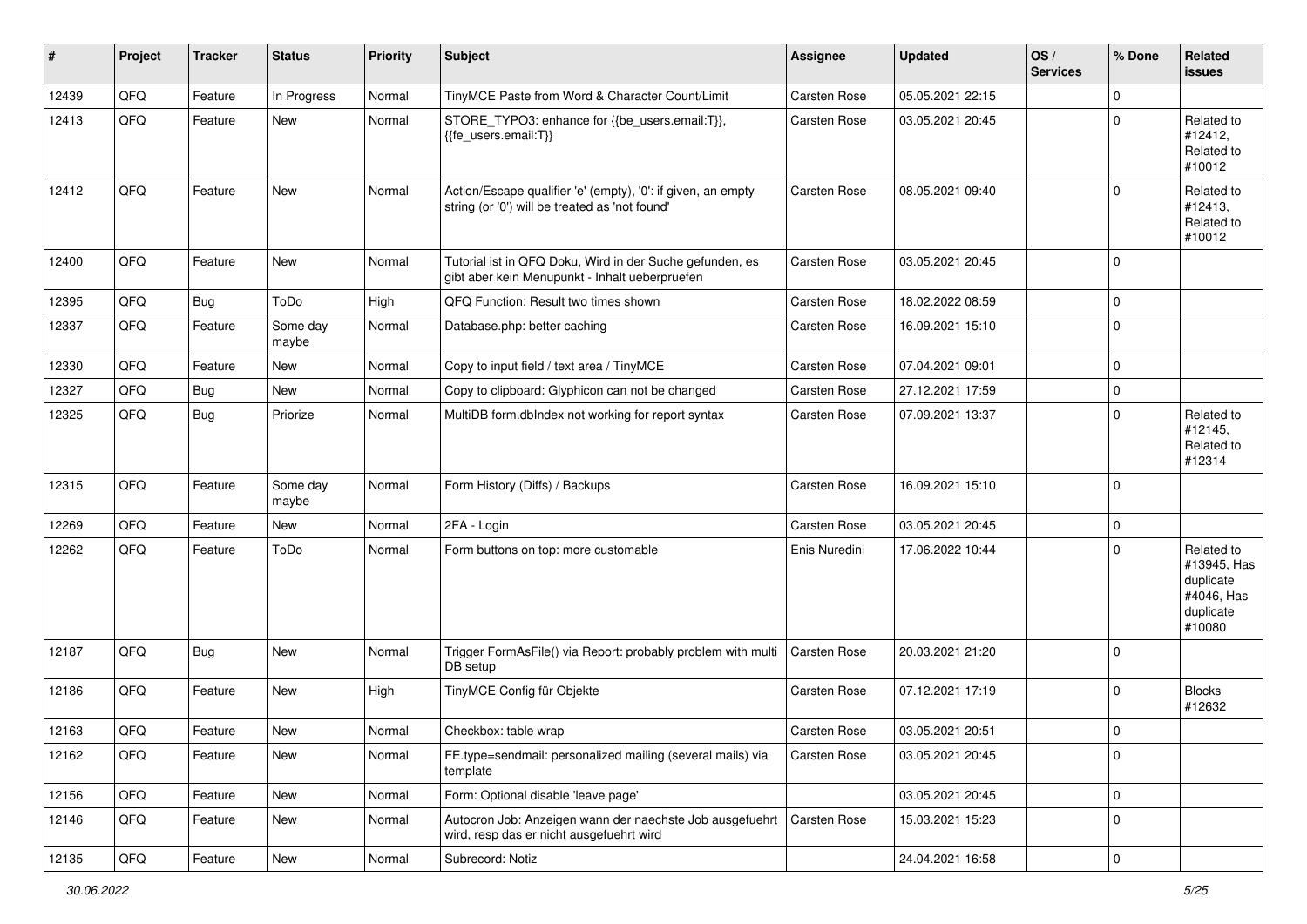| # | Project | Tracker | Status | Priority | Subject | Assignee | Updated | OS / Services | % Done | Related issues |
|---|---|---|---|---|---|---|---|---|---|---|
| 12439 | QFQ | Feature | In Progress | Normal | TinyMCE Paste from Word & Character Count/Limit | Carsten Rose | 05.05.2021 22:15 | | 0 | |
| 12413 | QFQ | Feature | New | Normal | STORE_TYPO3: enhance for {{be_users.email:T}}, {{fe_users.email:T}} | Carsten Rose | 03.05.2021 20:45 | | 0 | Related to #12412, Related to #10012 |
| 12412 | QFQ | Feature | New | Normal | Action/Escape qualifier 'e' (empty), '0': if given, an empty string (or '0') will be treated as 'not found' | Carsten Rose | 08.05.2021 09:40 | | 0 | Related to #12413, Related to #10012 |
| 12400 | QFQ | Feature | New | Normal | Tutorial ist in QFQ Doku, Wird in der Suche gefunden, es gibt aber kein Menupunkt - Inhalt ueberpruefen | Carsten Rose | 03.05.2021 20:45 | | 0 | |
| 12395 | QFQ | Bug | ToDo | High | QFQ Function: Result two times shown | Carsten Rose | 18.02.2022 08:59 | | 0 | |
| 12337 | QFQ | Feature | Some day maybe | Normal | Database.php: better caching | Carsten Rose | 16.09.2021 15:10 | | 0 | |
| 12330 | QFQ | Feature | New | Normal | Copy to input field / text area / TinyMCE | Carsten Rose | 07.04.2021 09:01 | | 0 | |
| 12327 | QFQ | Bug | New | Normal | Copy to clipboard: Glyphicon can not be changed | Carsten Rose | 27.12.2021 17:59 | | 0 | |
| 12325 | QFQ | Bug | Priorize | Normal | MultiDB form.dbIndex not working for report syntax | Carsten Rose | 07.09.2021 13:37 | | 0 | Related to #12145, Related to #12314 |
| 12315 | QFQ | Feature | Some day maybe | Normal | Form History (Diffs) / Backups | Carsten Rose | 16.09.2021 15:10 | | 0 | |
| 12269 | QFQ | Feature | New | Normal | 2FA - Login | Carsten Rose | 03.05.2021 20:45 | | 0 | |
| 12262 | QFQ | Feature | ToDo | Normal | Form buttons on top: more customable | Enis Nuredini | 17.06.2022 10:44 | | 0 | Related to #13945, Has duplicate #4046, Has duplicate #10080 |
| 12187 | QFQ | Bug | New | Normal | Trigger FormAsFile() via Report: probably problem with multi DB setup | Carsten Rose | 20.03.2021 21:20 | | 0 | |
| 12186 | QFQ | Feature | New | High | TinyMCE Config für Objekte | Carsten Rose | 07.12.2021 17:19 | | 0 | Blocks #12632 |
| 12163 | QFQ | Feature | New | Normal | Checkbox: table wrap | Carsten Rose | 03.05.2021 20:51 | | 0 | |
| 12162 | QFQ | Feature | New | Normal | FE.type=sendmail: personalized mailing (several mails) via template | Carsten Rose | 03.05.2021 20:45 | | 0 | |
| 12156 | QFQ | Feature | New | Normal | Form: Optional disable 'leave page' | | 03.05.2021 20:45 | | 0 | |
| 12146 | QFQ | Feature | New | Normal | Autocron Job: Anzeigen wann der naechste Job ausgefuehrt wird, resp das er nicht ausgefuehrt wird | Carsten Rose | 15.03.2021 15:23 | | 0 | |
| 12135 | QFQ | Feature | New | Normal | Subrecord: Notiz | | 24.04.2021 16:58 | | 0 | |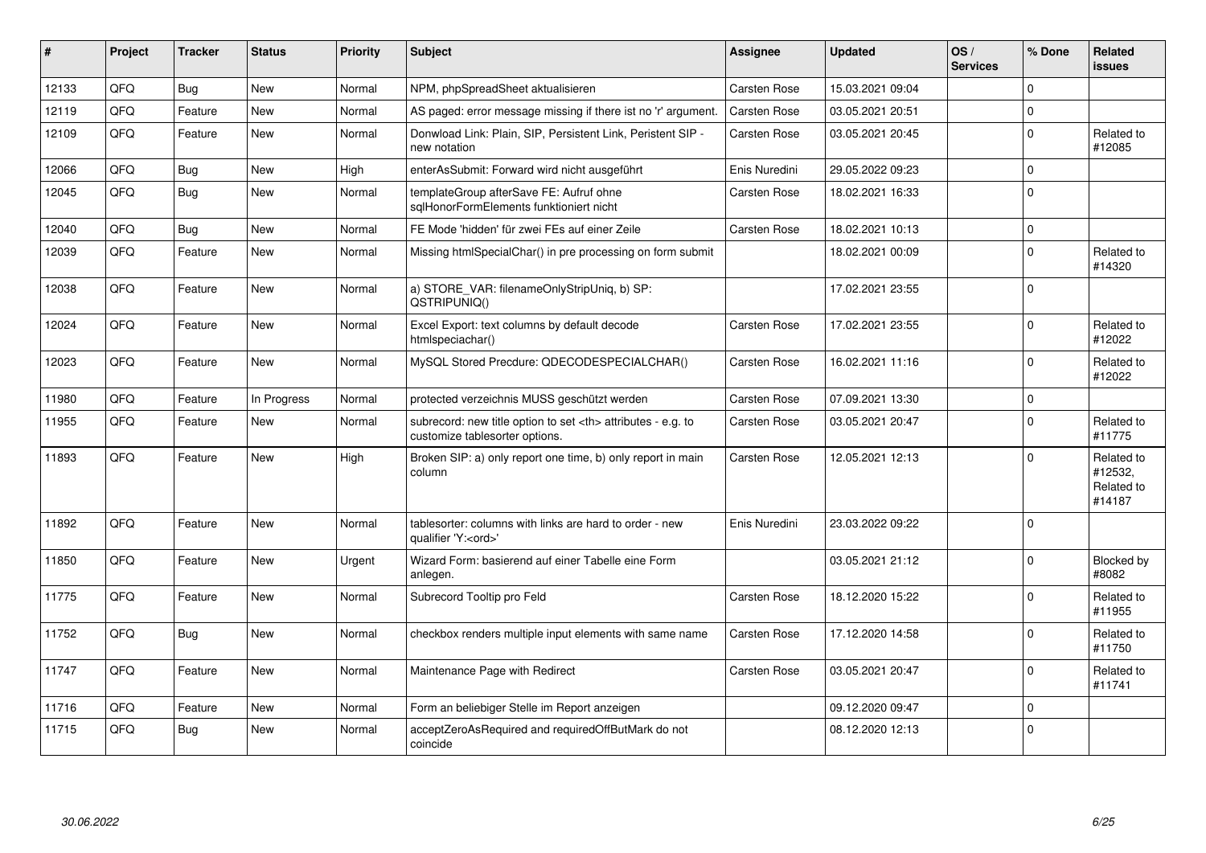| # | Project | Tracker | Status | Priority | Subject | Assignee | Updated | OS / Services | % Done | Related issues |
|---|---|---|---|---|---|---|---|---|---|---|
| 12133 | QFQ | Bug | New | Normal | NPM, phpSpreadSheet aktualisieren | Carsten Rose | 15.03.2021 09:04 | | 0 | |
| 12119 | QFQ | Feature | New | Normal | AS paged: error message missing if there ist no 'r' argument. | Carsten Rose | 03.05.2021 20:51 | | 0 | |
| 12109 | QFQ | Feature | New | Normal | Donwload Link: Plain, SIP, Persistent Link, Peristent SIP - new notation | Carsten Rose | 03.05.2021 20:45 | | 0 | Related to #12085 |
| 12066 | QFQ | Bug | New | High | enterAsSubmit: Forward wird nicht ausgeführt | Enis Nuredini | 29.05.2022 09:23 | | 0 | |
| 12045 | QFQ | Bug | New | Normal | templateGroup afterSave FE: Aufruf ohne sqlHonorFormElements funktioniert nicht | Carsten Rose | 18.02.2021 16:33 | | 0 | |
| 12040 | QFQ | Bug | New | Normal | FE Mode 'hidden' für zwei FEs auf einer Zeile | Carsten Rose | 18.02.2021 10:13 | | 0 | |
| 12039 | QFQ | Feature | New | Normal | Missing htmlSpecialChar() in pre processing on form submit | | 18.02.2021 00:09 | | 0 | Related to #14320 |
| 12038 | QFQ | Feature | New | Normal | a) STORE_VAR: filenameOnlyStripUniq, b) SP: QSTRIPUNIQ() | | 17.02.2021 23:55 | | 0 | |
| 12024 | QFQ | Feature | New | Normal | Excel Export: text columns by default decode htmlspeciachar() | Carsten Rose | 17.02.2021 23:55 | | 0 | Related to #12022 |
| 12023 | QFQ | Feature | New | Normal | MySQL Stored Precdure: QDECODESPECIALCHAR() | Carsten Rose | 16.02.2021 11:16 | | 0 | Related to #12022 |
| 11980 | QFQ | Feature | In Progress | Normal | protected verzeichnis MUSS geschützt werden | Carsten Rose | 07.09.2021 13:30 | | 0 | |
| 11955 | QFQ | Feature | New | Normal | subrecord: new title option to set <th> attributes - e.g. to customize tablesorter options. | Carsten Rose | 03.05.2021 20:47 | | 0 | Related to #11775 |
| 11893 | QFQ | Feature | New | High | Broken SIP: a) only report one time, b) only report in main column | Carsten Rose | 12.05.2021 12:13 | | 0 | Related to #12532, Related to #14187 |
| 11892 | QFQ | Feature | New | Normal | tablesorter: columns with links are hard to order - new qualifier 'Y:<ord>' | Enis Nuredini | 23.03.2022 09:22 | | 0 | |
| 11850 | QFQ | Feature | New | Urgent | Wizard Form: basierend auf einer Tabelle eine Form anlegen. | | 03.05.2021 21:12 | | 0 | Blocked by #8082 |
| 11775 | QFQ | Feature | New | Normal | Subrecord Tooltip pro Feld | Carsten Rose | 18.12.2020 15:22 | | 0 | Related to #11955 |
| 11752 | QFQ | Bug | New | Normal | checkbox renders multiple input elements with same name | Carsten Rose | 17.12.2020 14:58 | | 0 | Related to #11750 |
| 11747 | QFQ | Feature | New | Normal | Maintenance Page with Redirect | Carsten Rose | 03.05.2021 20:47 | | 0 | Related to #11741 |
| 11716 | QFQ | Feature | New | Normal | Form an beliebiger Stelle im Report anzeigen | | 09.12.2020 09:47 | | 0 | |
| 11715 | QFQ | Bug | New | Normal | acceptZeroAsRequired and requiredOffButMark do not coincide | | 08.12.2020 12:13 | | 0 | |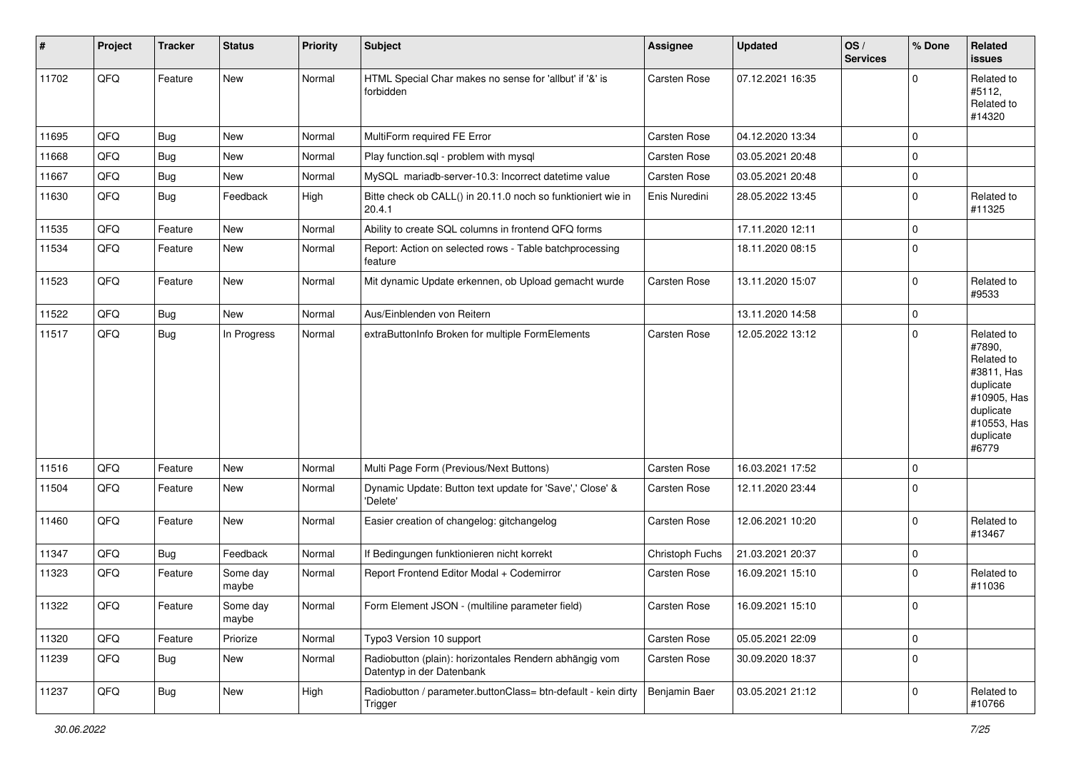| # | Project | Tracker | Status | Priority | Subject | Assignee | Updated | OS / Services | % Done | Related issues |
|---|---|---|---|---|---|---|---|---|---|---|
| 11702 | QFQ | Feature | New | Normal | HTML Special Char makes no sense for 'allbut' if '&' is forbidden | Carsten Rose | 07.12.2021 16:35 | | 0 | Related to #5112, Related to #14320 |
| 11695 | QFQ | Bug | New | Normal | MultiForm required FE Error | Carsten Rose | 04.12.2020 13:34 | | 0 | |
| 11668 | QFQ | Bug | New | Normal | Play function.sql - problem with mysql | Carsten Rose | 03.05.2021 20:48 | | 0 | |
| 11667 | QFQ | Bug | New | Normal | MySQL mariadb-server-10.3: Incorrect datetime value | Carsten Rose | 03.05.2021 20:48 | | 0 | |
| 11630 | QFQ | Bug | Feedback | High | Bitte check ob CALL() in 20.11.0 noch so funktioniert wie in 20.4.1 | Enis Nuredini | 28.05.2022 13:45 | | 0 | Related to #11325 |
| 11535 | QFQ | Feature | New | Normal | Ability to create SQL columns in frontend QFQ forms | | 17.11.2020 12:11 | | 0 | |
| 11534 | QFQ | Feature | New | Normal | Report: Action on selected rows - Table batchprocessing feature | | 18.11.2020 08:15 | | 0 | |
| 11523 | QFQ | Feature | New | Normal | Mit dynamic Update erkennen, ob Upload gemacht wurde | Carsten Rose | 13.11.2020 15:07 | | 0 | Related to #9533 |
| 11522 | QFQ | Bug | New | Normal | Aus/Einblenden von Reitern | | 13.11.2020 14:58 | | 0 | |
| 11517 | QFQ | Bug | In Progress | Normal | extraButtonInfo Broken for multiple FormElements | Carsten Rose | 12.05.2022 13:12 | | 0 | Related to #7890, Related to #3811, Has duplicate #10905, Has duplicate #10553, Has duplicate #6779 |
| 11516 | QFQ | Feature | New | Normal | Multi Page Form (Previous/Next Buttons) | Carsten Rose | 16.03.2021 17:52 | | 0 | |
| 11504 | QFQ | Feature | New | Normal | Dynamic Update: Button text update for 'Save',' Close' & 'Delete' | Carsten Rose | 12.11.2020 23:44 | | 0 | |
| 11460 | QFQ | Feature | New | Normal | Easier creation of changelog: gitchangelog | Carsten Rose | 12.06.2021 10:20 | | 0 | Related to #13467 |
| 11347 | QFQ | Bug | Feedback | Normal | If Bedingungen funktionieren nicht korrekt | Christoph Fuchs | 21.03.2021 20:37 | | 0 | |
| 11323 | QFQ | Feature | Some day maybe | Normal | Report Frontend Editor Modal + Codemirror | Carsten Rose | 16.09.2021 15:10 | | 0 | Related to #11036 |
| 11322 | QFQ | Feature | Some day maybe | Normal | Form Element JSON - (multiline parameter field) | Carsten Rose | 16.09.2021 15:10 | | 0 | |
| 11320 | QFQ | Feature | Priorize | Normal | Typo3 Version 10 support | Carsten Rose | 05.05.2021 22:09 | | 0 | |
| 11239 | QFQ | Bug | New | Normal | Radiobutton (plain): horizontales Rendern abhängig vom Datentyp in der Datenbank | Carsten Rose | 30.09.2020 18:37 | | 0 | |
| 11237 | QFQ | Bug | New | High | Radiobutton / parameter.buttonClass= btn-default - kein dirty Trigger | Benjamin Baer | 03.05.2021 21:12 | | 0 | Related to #10766 |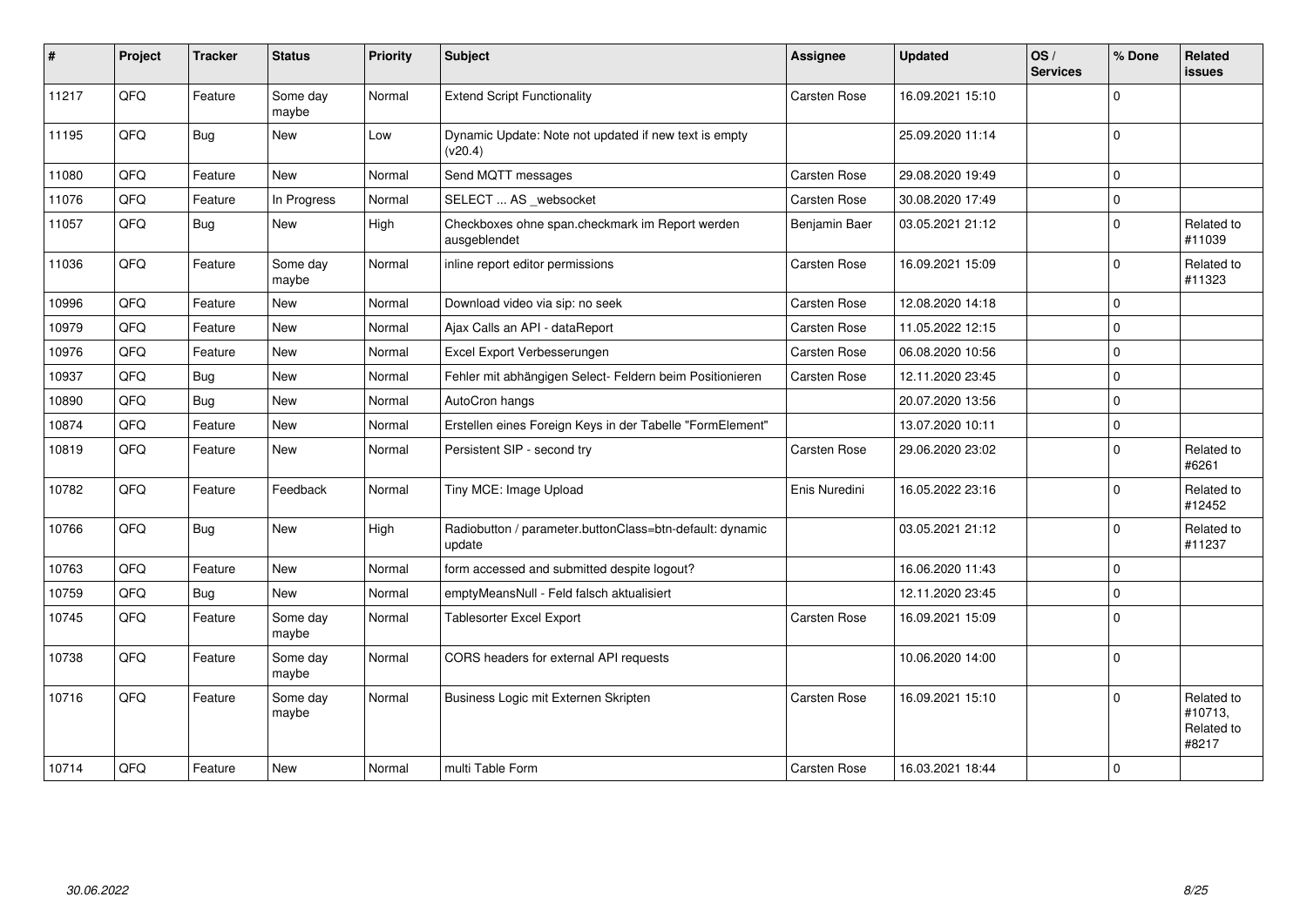| # | Project | Tracker | Status | Priority | Subject | Assignee | Updated | OS / Services | % Done | Related issues |
|---|---|---|---|---|---|---|---|---|---|---|
| 11217 | QFQ | Feature | Some day maybe | Normal | Extend Script Functionality | Carsten Rose | 16.09.2021 15:10 | | 0 | |
| 11195 | QFQ | Bug | New | Low | Dynamic Update: Note not updated if new text is empty (v20.4) | | 25.09.2020 11:14 | | 0 | |
| 11080 | QFQ | Feature | New | Normal | Send MQTT messages | Carsten Rose | 29.08.2020 19:49 | | 0 | |
| 11076 | QFQ | Feature | In Progress | Normal | SELECT ... AS _websocket | Carsten Rose | 30.08.2020 17:49 | | 0 | |
| 11057 | QFQ | Bug | New | High | Checkboxes ohne span.checkmark im Report werden ausgeblendet | Benjamin Baer | 03.05.2021 21:12 | | 0 | Related to #11039 |
| 11036 | QFQ | Feature | Some day maybe | Normal | inline report editor permissions | Carsten Rose | 16.09.2021 15:09 | | 0 | Related to #11323 |
| 10996 | QFQ | Feature | New | Normal | Download video via sip: no seek | Carsten Rose | 12.08.2020 14:18 | | 0 | |
| 10979 | QFQ | Feature | New | Normal | Ajax Calls an API - dataReport | Carsten Rose | 11.05.2022 12:15 | | 0 | |
| 10976 | QFQ | Feature | New | Normal | Excel Export Verbesserungen | Carsten Rose | 06.08.2020 10:56 | | 0 | |
| 10937 | QFQ | Bug | New | Normal | Fehler mit abhängigen Select- Feldern beim Positionieren | Carsten Rose | 12.11.2020 23:45 | | 0 | |
| 10890 | QFQ | Bug | New | Normal | AutoCron hangs | | 20.07.2020 13:56 | | 0 | |
| 10874 | QFQ | Feature | New | Normal | Erstellen eines Foreign Keys in der Tabelle "FormElement" | | 13.07.2020 10:11 | | 0 | |
| 10819 | QFQ | Feature | New | Normal | Persistent SIP - second try | Carsten Rose | 29.06.2020 23:02 | | 0 | Related to #6261 |
| 10782 | QFQ | Feature | Feedback | Normal | Tiny MCE: Image Upload | Enis Nuredini | 16.05.2022 23:16 | | 0 | Related to #12452 |
| 10766 | QFQ | Bug | New | High | Radiobutton / parameter.buttonClass=btn-default: dynamic update | | 03.05.2021 21:12 | | 0 | Related to #11237 |
| 10763 | QFQ | Feature | New | Normal | form accessed and submitted despite logout? | | 16.06.2020 11:43 | | 0 | |
| 10759 | QFQ | Bug | New | Normal | emptyMeansNull - Feld falsch aktualisiert | | 12.11.2020 23:45 | | 0 | |
| 10745 | QFQ | Feature | Some day maybe | Normal | Tablesorter Excel Export | Carsten Rose | 16.09.2021 15:09 | | 0 | |
| 10738 | QFQ | Feature | Some day maybe | Normal | CORS headers for external API requests | | 10.06.2020 14:00 | | 0 | |
| 10716 | QFQ | Feature | Some day maybe | Normal | Business Logic mit Externen Skripten | Carsten Rose | 16.09.2021 15:10 | | 0 | Related to #10713, Related to #8217 |
| 10714 | QFQ | Feature | New | Normal | multi Table Form | Carsten Rose | 16.03.2021 18:44 | | 0 | |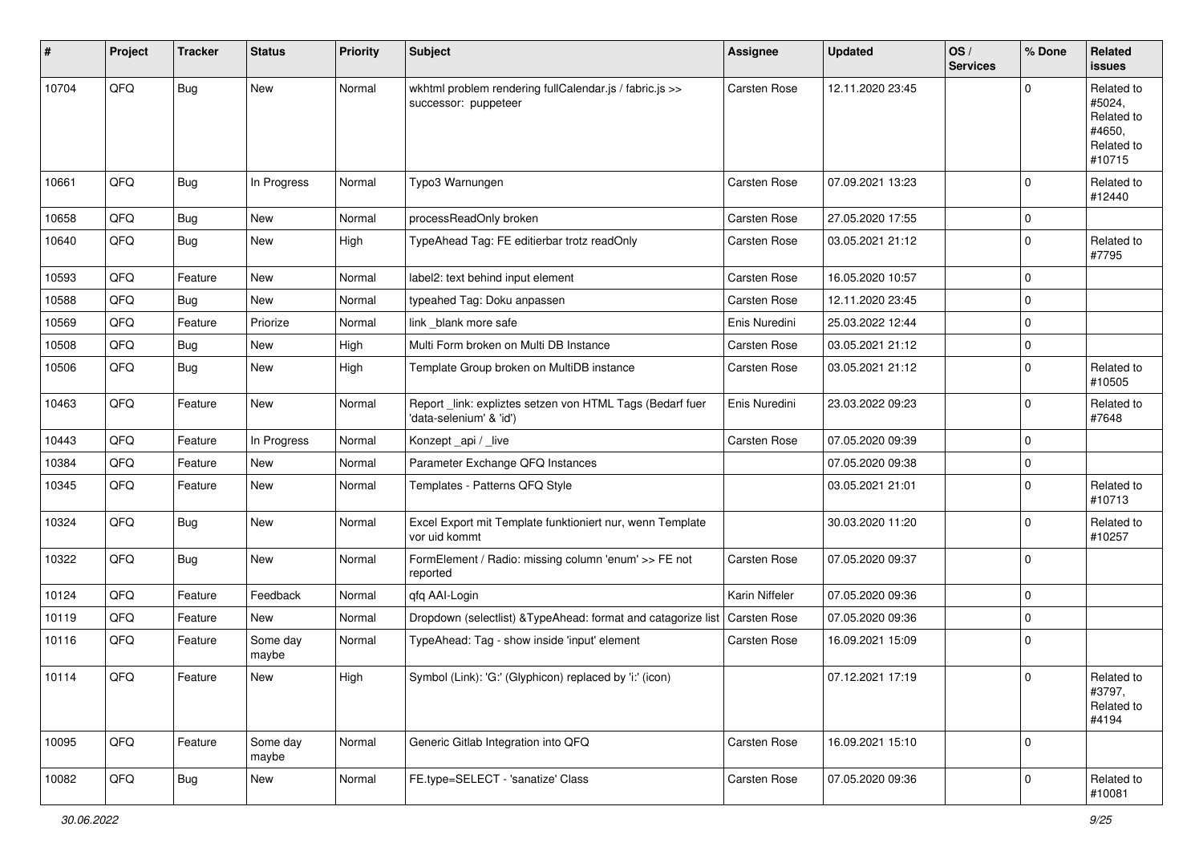| # | Project | Tracker | Status | Priority | Subject | Assignee | Updated | OS / Services | % Done | Related issues |
|---|---|---|---|---|---|---|---|---|---|---|
| 10704 | QFQ | Bug | New | Normal | wkhtml problem rendering fullCalendar.js / fabric.js >> successor: puppeteer | Carsten Rose | 12.11.2020 23:45 | | 0 | Related to #5024, Related to #4650, Related to #10715 |
| 10661 | QFQ | Bug | In Progress | Normal | Typo3 Warnungen | Carsten Rose | 07.09.2021 13:23 | | 0 | Related to #12440 |
| 10658 | QFQ | Bug | New | Normal | processReadOnly broken | Carsten Rose | 27.05.2020 17:55 | | 0 | |
| 10640 | QFQ | Bug | New | High | TypeAhead Tag: FE editierbar trotz readOnly | Carsten Rose | 03.05.2021 21:12 | | 0 | Related to #7795 |
| 10593 | QFQ | Feature | New | Normal | label2: text behind input element | Carsten Rose | 16.05.2020 10:57 | | 0 | |
| 10588 | QFQ | Bug | New | Normal | typeahed Tag: Doku anpassen | Carsten Rose | 12.11.2020 23:45 | | 0 | |
| 10569 | QFQ | Feature | Priorize | Normal | link _blank more safe | Enis Nuredini | 25.03.2022 12:44 | | 0 | |
| 10508 | QFQ | Bug | New | High | Multi Form broken on Multi DB Instance | Carsten Rose | 03.05.2021 21:12 | | 0 | |
| 10506 | QFQ | Bug | New | High | Template Group broken on MultiDB instance | Carsten Rose | 03.05.2021 21:12 | | 0 | Related to #10505 |
| 10463 | QFQ | Feature | New | Normal | Report _link: expliztes setzen von HTML Tags (Bedarf fuer 'data-selenium' & 'id') | Enis Nuredini | 23.03.2022 09:23 | | 0 | Related to #7648 |
| 10443 | QFQ | Feature | In Progress | Normal | Konzept _api / _live | Carsten Rose | 07.05.2020 09:39 | | 0 | |
| 10384 | QFQ | Feature | New | Normal | Parameter Exchange QFQ Instances | | 07.05.2020 09:38 | | 0 | |
| 10345 | QFQ | Feature | New | Normal | Templates - Patterns QFQ Style | | 03.05.2021 21:01 | | 0 | Related to #10713 |
| 10324 | QFQ | Bug | New | Normal | Excel Export mit Template funktioniert nur, wenn Template vor uid kommt | | 30.03.2020 11:20 | | 0 | Related to #10257 |
| 10322 | QFQ | Bug | New | Normal | FormElement / Radio: missing column 'enum' >> FE not reported | Carsten Rose | 07.05.2020 09:37 | | 0 | |
| 10124 | QFQ | Feature | Feedback | Normal | qfq AAI-Login | Karin Niffeler | 07.05.2020 09:36 | | 0 | |
| 10119 | QFQ | Feature | New | Normal | Dropdown (selectlist) &TypeAhead: format and catagorize list | Carsten Rose | 07.05.2020 09:36 | | 0 | |
| 10116 | QFQ | Feature | Some day maybe | Normal | TypeAhead: Tag - show inside 'input' element | Carsten Rose | 16.09.2021 15:09 | | 0 | |
| 10114 | QFQ | Feature | New | High | Symbol (Link): 'G:' (Glyphicon) replaced by 'i:' (icon) | | 07.12.2021 17:19 | | 0 | Related to #3797, Related to #4194 |
| 10095 | QFQ | Feature | Some day maybe | Normal | Generic Gitlab Integration into QFQ | Carsten Rose | 16.09.2021 15:10 | | 0 | |
| 10082 | QFQ | Bug | New | Normal | FE.type=SELECT - 'sanatize' Class | Carsten Rose | 07.05.2020 09:36 | | 0 | Related to #10081 |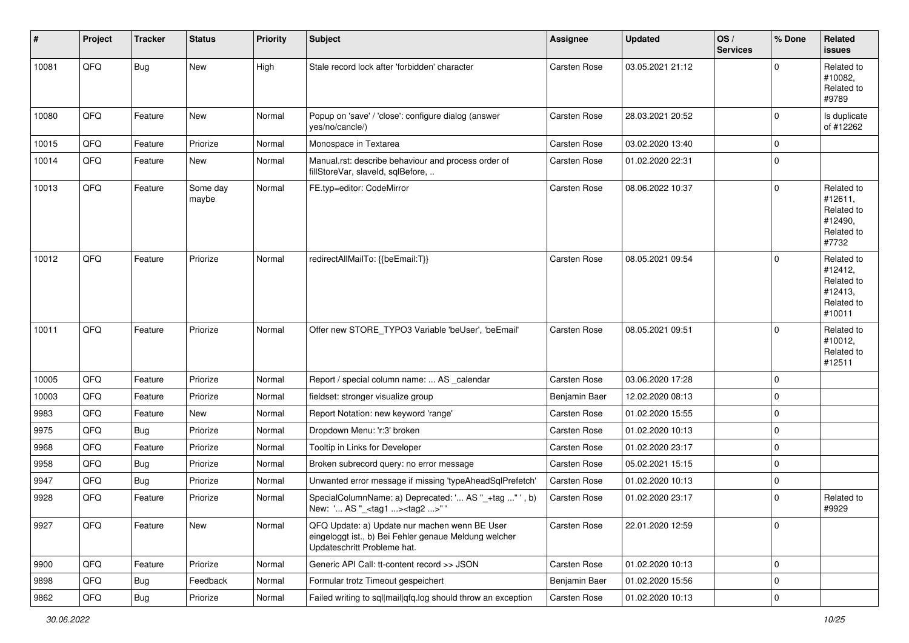| # | Project | Tracker | Status | Priority | Subject | Assignee | Updated | OS / Services | % Done | Related issues |
|---|---|---|---|---|---|---|---|---|---|---|
| 10081 | QFQ | Bug | New | High | Stale record lock after 'forbidden' character | Carsten Rose | 03.05.2021 21:12 | | 0 | Related to #10082, Related to #9789 |
| 10080 | QFQ | Feature | New | Normal | Popup on 'save' / 'close': configure dialog (answer yes/no/cancle/) | Carsten Rose | 28.03.2021 20:52 | | 0 | Is duplicate of #12262 |
| 10015 | QFQ | Feature | Priorize | Normal | Monospace in Textarea | Carsten Rose | 03.02.2020 13:40 | | 0 | |
| 10014 | QFQ | Feature | New | Normal | Manual.rst: describe behaviour and process order of fillStoreVar, slaveId, sqlBefore, .. | Carsten Rose | 01.02.2020 22:31 | | 0 | |
| 10013 | QFQ | Feature | Some day maybe | Normal | FE.typ=editor: CodeMirror | Carsten Rose | 08.06.2022 10:37 | | 0 | Related to #12611, Related to #12490, Related to #7732 |
| 10012 | QFQ | Feature | Priorize | Normal | redirectAllMailTo: {{beEmail:T}} | Carsten Rose | 08.05.2021 09:54 | | 0 | Related to #12412, Related to #12413, Related to #10011 |
| 10011 | QFQ | Feature | Priorize | Normal | Offer new STORE_TYPO3 Variable 'beUser', 'beEmail' | Carsten Rose | 08.05.2021 09:51 | | 0 | Related to #10012, Related to #12511 |
| 10005 | QFQ | Feature | Priorize | Normal | Report / special column name: ... AS _calendar | Carsten Rose | 03.06.2020 17:28 | | 0 | |
| 10003 | QFQ | Feature | Priorize | Normal | fieldset: stronger visualize group | Benjamin Baer | 12.02.2020 08:13 | | 0 | |
| 9983 | QFQ | Feature | New | Normal | Report Notation: new keyword 'range' | Carsten Rose | 01.02.2020 15:55 | | 0 | |
| 9975 | QFQ | Bug | Priorize | Normal | Dropdown Menu: 'r:3' broken | Carsten Rose | 01.02.2020 10:13 | | 0 | |
| 9968 | QFQ | Feature | Priorize | Normal | Tooltip in Links for Developer | Carsten Rose | 01.02.2020 23:17 | | 0 | |
| 9958 | QFQ | Bug | Priorize | Normal | Broken subrecord query: no error message | Carsten Rose | 05.02.2021 15:15 | | 0 | |
| 9947 | QFQ | Bug | Priorize | Normal | Unwanted error message if missing 'typeAheadSqlPrefetch' | Carsten Rose | 01.02.2020 10:13 | | 0 | |
| 9928 | QFQ | Feature | Priorize | Normal | SpecialColumnName: a) Deprecated: '... AS "_+tag ..." ', b) New: '... AS "_<tag1 ...><tag2 ...>" ' | Carsten Rose | 01.02.2020 23:17 | | 0 | Related to #9929 |
| 9927 | QFQ | Feature | New | Normal | QFQ Update: a) Update nur machen wenn BE User eingeloggt ist., b) Bei Fehler genaue Meldung welcher Updateschritt Probleme hat. | Carsten Rose | 22.01.2020 12:59 | | 0 | |
| 9900 | QFQ | Feature | Priorize | Normal | Generic API Call: tt-content record >> JSON | Carsten Rose | 01.02.2020 10:13 | | 0 | |
| 9898 | QFQ | Bug | Feedback | Normal | Formular trotz Timeout gespeichert | Benjamin Baer | 01.02.2020 15:56 | | 0 | |
| 9862 | QFQ | Bug | Priorize | Normal | Failed writing to sql\|mail\|qfq.log should throw an exception | Carsten Rose | 01.02.2020 10:13 | | 0 | |

*30.06.2022*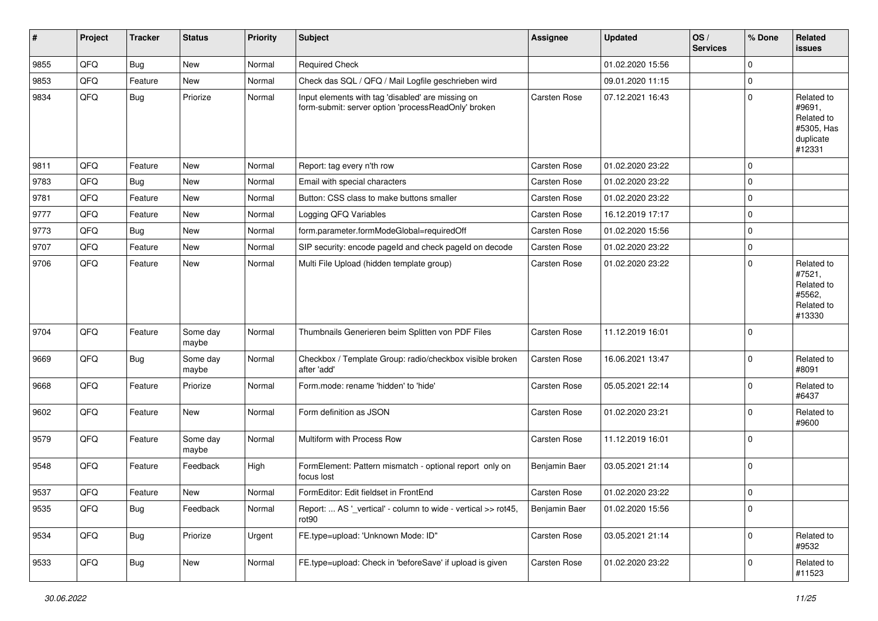| # | Project | Tracker | Status | Priority | Subject | Assignee | Updated | OS / Services | % Done | Related issues |
|---|---|---|---|---|---|---|---|---|---|---|
| 9855 | QFQ | Bug | New | Normal | Required Check | | 01.02.2020 15:56 | | 0 | |
| 9853 | QFQ | Feature | New | Normal | Check das SQL / QFQ / Mail Logfile geschrieben wird | | 09.01.2020 11:15 | | 0 | |
| 9834 | QFQ | Bug | Priorize | Normal | Input elements with tag 'disabled' are missing on form-submit: server option 'processReadOnly' broken | Carsten Rose | 07.12.2021 16:43 | | 0 | Related to #9691, Related to #5305, Has duplicate #12331 |
| 9811 | QFQ | Feature | New | Normal | Report: tag every n'th row | Carsten Rose | 01.02.2020 23:22 | | 0 | |
| 9783 | QFQ | Bug | New | Normal | Email with special characters | Carsten Rose | 01.02.2020 23:22 | | 0 | |
| 9781 | QFQ | Feature | New | Normal | Button: CSS class to make buttons smaller | Carsten Rose | 01.02.2020 23:22 | | 0 | |
| 9777 | QFQ | Feature | New | Normal | Logging QFQ Variables | Carsten Rose | 16.12.2019 17:17 | | 0 | |
| 9773 | QFQ | Bug | New | Normal | form.parameter.formModeGlobal=requiredOff | Carsten Rose | 01.02.2020 15:56 | | 0 | |
| 9707 | QFQ | Feature | New | Normal | SIP security: encode pageId and check pageId on decode | Carsten Rose | 01.02.2020 23:22 | | 0 | |
| 9706 | QFQ | Feature | New | Normal | Multi File Upload (hidden template group) | Carsten Rose | 01.02.2020 23:22 | | 0 | Related to #7521, Related to #5562, Related to #13330 |
| 9704 | QFQ | Feature | Some day maybe | Normal | Thumbnails Generieren beim Splitten von PDF Files | Carsten Rose | 11.12.2019 16:01 | | 0 | |
| 9669 | QFQ | Bug | Some day maybe | Normal | Checkbox / Template Group: radio/checkbox visible broken after 'add' | Carsten Rose | 16.06.2021 13:47 | | 0 | Related to #8091 |
| 9668 | QFQ | Feature | Priorize | Normal | Form.mode: rename 'hidden' to 'hide' | Carsten Rose | 05.05.2021 22:14 | | 0 | Related to #6437 |
| 9602 | QFQ | Feature | New | Normal | Form definition as JSON | Carsten Rose | 01.02.2020 23:21 | | 0 | Related to #9600 |
| 9579 | QFQ | Feature | Some day maybe | Normal | Multiform with Process Row | Carsten Rose | 11.12.2019 16:01 | | 0 | |
| 9548 | QFQ | Feature | Feedback | High | FormElement: Pattern mismatch - optional report only on focus lost | Benjamin Baer | 03.05.2021 21:14 | | 0 | |
| 9537 | QFQ | Feature | New | Normal | FormEditor: Edit fieldset in FrontEnd | Carsten Rose | 01.02.2020 23:22 | | 0 | |
| 9535 | QFQ | Bug | Feedback | Normal | Report: ... AS '_vertical' - column to wide - vertical >> rot45, rot90 | Benjamin Baer | 01.02.2020 15:56 | | 0 | |
| 9534 | QFQ | Bug | Priorize | Urgent | FE.type=upload: 'Unknown Mode: ID" | Carsten Rose | 03.05.2021 21:14 | | 0 | Related to #9532 |
| 9533 | QFQ | Bug | New | Normal | FE.type=upload: Check in 'beforeSave' if upload is given | Carsten Rose | 01.02.2020 23:22 | | 0 | Related to #11523 |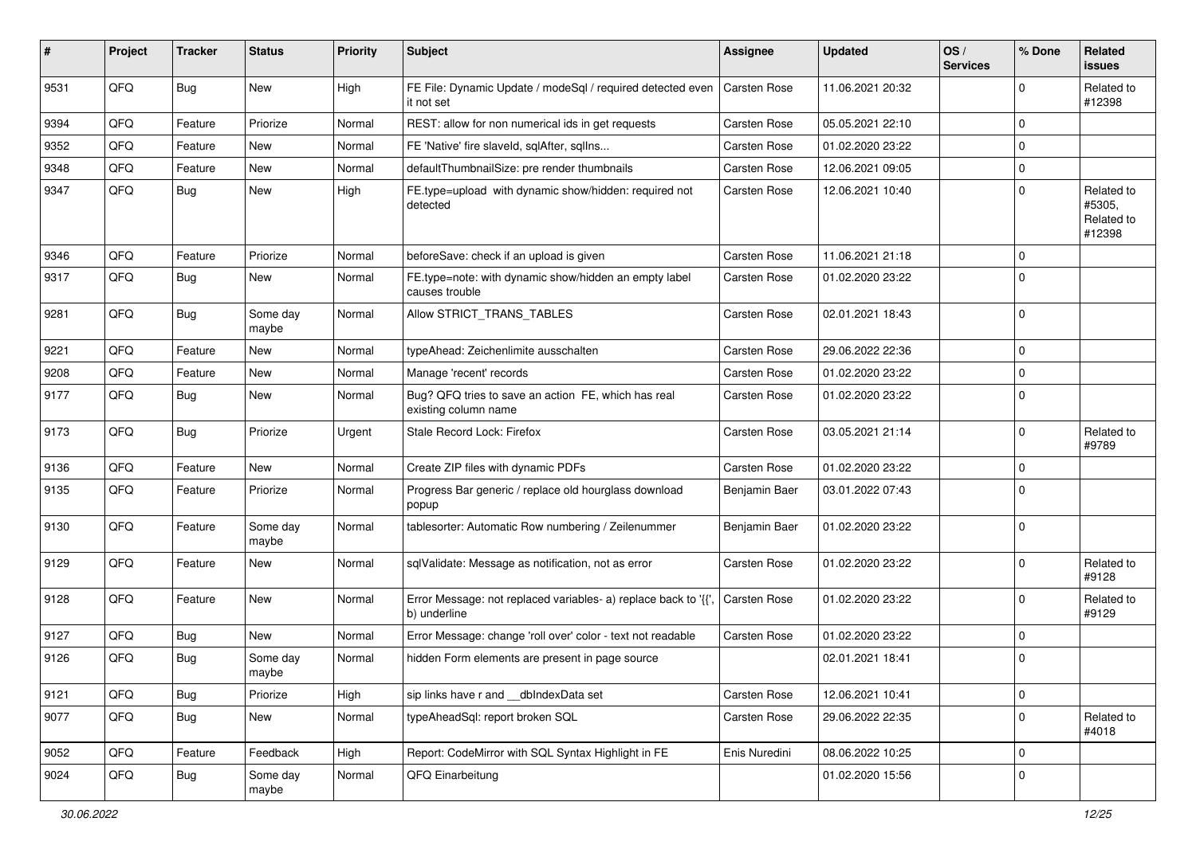| # | Project | Tracker | Status | Priority | Subject | Assignee | Updated | OS / Services | % Done | Related issues |
|---|---|---|---|---|---|---|---|---|---|---|
| 9531 | QFQ | Bug | New | High | FE File: Dynamic Update / modeSql / required detected even it not set | Carsten Rose | 11.06.2021 20:32 | | 0 | Related to #12398 |
| 9394 | QFQ | Feature | Priorize | Normal | REST: allow for non numerical ids in get requests | Carsten Rose | 05.05.2021 22:10 | | 0 | |
| 9352 | QFQ | Feature | New | Normal | FE 'Native' fire slaveId, sqlAfter, sqlIns... | Carsten Rose | 01.02.2020 23:22 | | 0 | |
| 9348 | QFQ | Feature | New | Normal | defaultThumbnailSize: pre render thumbnails | Carsten Rose | 12.06.2021 09:05 | | 0 | |
| 9347 | QFQ | Bug | New | High | FE.type=upload with dynamic show/hidden: required not detected | Carsten Rose | 12.06.2021 10:40 | | 0 | Related to #5305, Related to #12398 |
| 9346 | QFQ | Feature | Priorize | Normal | beforeSave: check if an upload is given | Carsten Rose | 11.06.2021 21:18 | | 0 | |
| 9317 | QFQ | Bug | New | Normal | FE.type=note: with dynamic show/hidden an empty label causes trouble | Carsten Rose | 01.02.2020 23:22 | | 0 | |
| 9281 | QFQ | Bug | Some day maybe | Normal | Allow STRICT_TRANS_TABLES | Carsten Rose | 02.01.2021 18:43 | | 0 | |
| 9221 | QFQ | Feature | New | Normal | typeAhead: Zeichenlimite ausschalten | Carsten Rose | 29.06.2022 22:36 | | 0 | |
| 9208 | QFQ | Feature | New | Normal | Manage 'recent' records | Carsten Rose | 01.02.2020 23:22 | | 0 | |
| 9177 | QFQ | Bug | New | Normal | Bug? QFQ tries to save an action FE, which has real existing column name | Carsten Rose | 01.02.2020 23:22 | | 0 | |
| 9173 | QFQ | Bug | Priorize | Urgent | Stale Record Lock: Firefox | Carsten Rose | 03.05.2021 21:14 | | 0 | Related to #9789 |
| 9136 | QFQ | Feature | New | Normal | Create ZIP files with dynamic PDFs | Carsten Rose | 01.02.2020 23:22 | | 0 | |
| 9135 | QFQ | Feature | Priorize | Normal | Progress Bar generic / replace old hourglass download popup | Benjamin Baer | 03.01.2022 07:43 | | 0 | |
| 9130 | QFQ | Feature | Some day maybe | Normal | tablesorter: Automatic Row numbering / Zeilenummer | Benjamin Baer | 01.02.2020 23:22 | | 0 | |
| 9129 | QFQ | Feature | New | Normal | sqlValidate: Message as notification, not as error | Carsten Rose | 01.02.2020 23:22 | | 0 | Related to #9128 |
| 9128 | QFQ | Feature | New | Normal | Error Message: not replaced variables- a) replace back to '{{', b) underline | Carsten Rose | 01.02.2020 23:22 | | 0 | Related to #9129 |
| 9127 | QFQ | Bug | New | Normal | Error Message: change 'roll over' color - text not readable | Carsten Rose | 01.02.2020 23:22 | | 0 | |
| 9126 | QFQ | Bug | Some day maybe | Normal | hidden Form elements are present in page source | | 02.01.2021 18:41 | | 0 | |
| 9121 | QFQ | Bug | Priorize | High | sip links have r and __dbIndexData set | Carsten Rose | 12.06.2021 10:41 | | 0 | |
| 9077 | QFQ | Bug | New | Normal | typeAheadSql: report broken SQL | Carsten Rose | 29.06.2022 22:35 | | 0 | Related to #4018 |
| 9052 | QFQ | Feature | Feedback | High | Report: CodeMirror with SQL Syntax Highlight in FE | Enis Nuredini | 08.06.2022 10:25 | | 0 | |
| 9024 | QFQ | Bug | Some day maybe | Normal | QFQ Einarbeitung | | 01.02.2020 15:56 | | 0 | |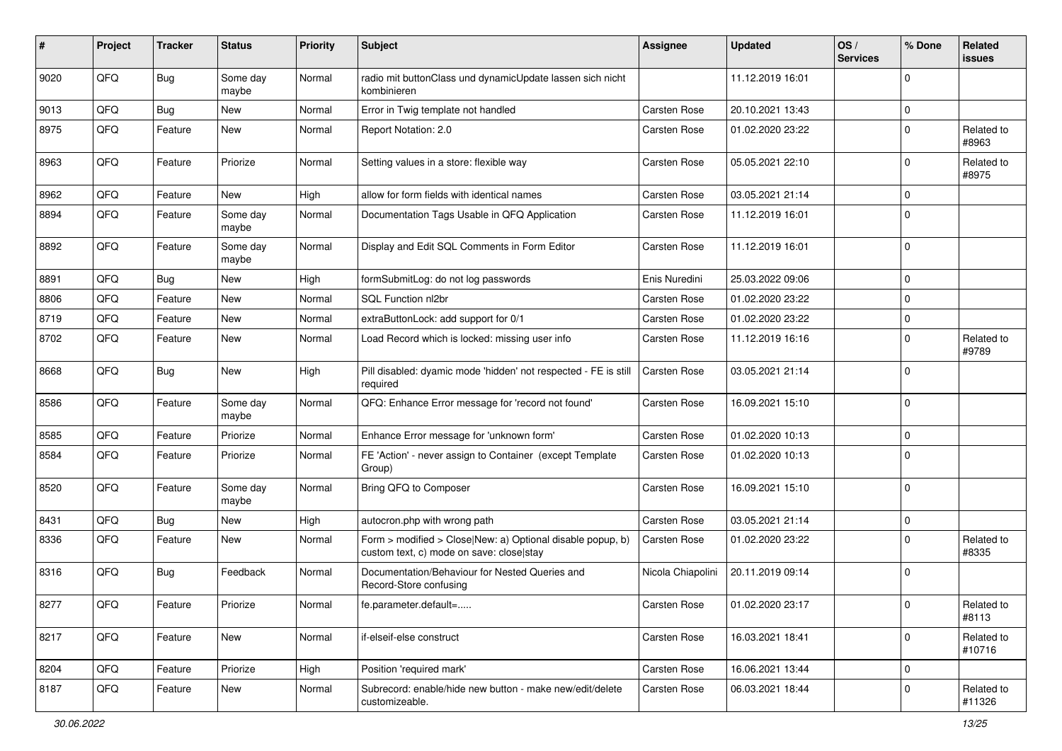| # | Project | Tracker | Status | Priority | Subject | Assignee | Updated | OS / Services | % Done | Related issues |
|---|---|---|---|---|---|---|---|---|---|---|
| 9020 | QFQ | Bug | Some day maybe | Normal | radio mit buttonClass und dynamicUpdate lassen sich nicht kombinieren | | 11.12.2019 16:01 | | 0 | |
| 9013 | QFQ | Bug | New | Normal | Error in Twig template not handled | Carsten Rose | 20.10.2021 13:43 | | 0 | |
| 8975 | QFQ | Feature | New | Normal | Report Notation: 2.0 | Carsten Rose | 01.02.2020 23:22 | | 0 | Related to #8963 |
| 8963 | QFQ | Feature | Priorize | Normal | Setting values in a store: flexible way | Carsten Rose | 05.05.2021 22:10 | | 0 | Related to #8975 |
| 8962 | QFQ | Feature | New | High | allow for form fields with identical names | Carsten Rose | 03.05.2021 21:14 | | 0 | |
| 8894 | QFQ | Feature | Some day maybe | Normal | Documentation Tags Usable in QFQ Application | Carsten Rose | 11.12.2019 16:01 | | 0 | |
| 8892 | QFQ | Feature | Some day maybe | Normal | Display and Edit SQL Comments in Form Editor | Carsten Rose | 11.12.2019 16:01 | | 0 | |
| 8891 | QFQ | Bug | New | High | formSubmitLog: do not log passwords | Enis Nuredini | 25.03.2022 09:06 | | 0 | |
| 8806 | QFQ | Feature | New | Normal | SQL Function nl2br | Carsten Rose | 01.02.2020 23:22 | | 0 | |
| 8719 | QFQ | Feature | New | Normal | extraButtonLock: add support for 0/1 | Carsten Rose | 01.02.2020 23:22 | | 0 | |
| 8702 | QFQ | Feature | New | Normal | Load Record which is locked: missing user info | Carsten Rose | 11.12.2019 16:16 | | 0 | Related to #9789 |
| 8668 | QFQ | Bug | New | High | Pill disabled: dyamic mode 'hidden' not respected - FE is still required | Carsten Rose | 03.05.2021 21:14 | | 0 | |
| 8586 | QFQ | Feature | Some day maybe | Normal | QFQ: Enhance Error message for 'record not found' | Carsten Rose | 16.09.2021 15:10 | | 0 | |
| 8585 | QFQ | Feature | Priorize | Normal | Enhance Error message for 'unknown form' | Carsten Rose | 01.02.2020 10:13 | | 0 | |
| 8584 | QFQ | Feature | Priorize | Normal | FE 'Action' - never assign to Container (except Template Group) | Carsten Rose | 01.02.2020 10:13 | | 0 | |
| 8520 | QFQ | Feature | Some day maybe | Normal | Bring QFQ to Composer | Carsten Rose | 16.09.2021 15:10 | | 0 | |
| 8431 | QFQ | Bug | New | High | autocron.php with wrong path | Carsten Rose | 03.05.2021 21:14 | | 0 | |
| 8336 | QFQ | Feature | New | Normal | Form > modified > Close\|New: a) Optional disable popup, b) custom text, c) mode on save: close\|stay | Carsten Rose | 01.02.2020 23:22 | | 0 | Related to #8335 |
| 8316 | QFQ | Bug | Feedback | Normal | Documentation/Behaviour for Nested Queries and Record-Store confusing | Nicola Chiapolini | 20.11.2019 09:14 | | 0 | |
| 8277 | QFQ | Feature | Priorize | Normal | fe.parameter.default=..... | Carsten Rose | 01.02.2020 23:17 | | 0 | Related to #8113 |
| 8217 | QFQ | Feature | New | Normal | if-elseif-else construct | Carsten Rose | 16.03.2021 18:41 | | 0 | Related to #10716 |
| 8204 | QFQ | Feature | Priorize | High | Position 'required mark' | Carsten Rose | 16.06.2021 13:44 | | 0 | |
| 8187 | QFQ | Feature | New | Normal | Subrecord: enable/hide new button - make new/edit/delete customizeable. | Carsten Rose | 06.03.2021 18:44 | | 0 | Related to #11326 |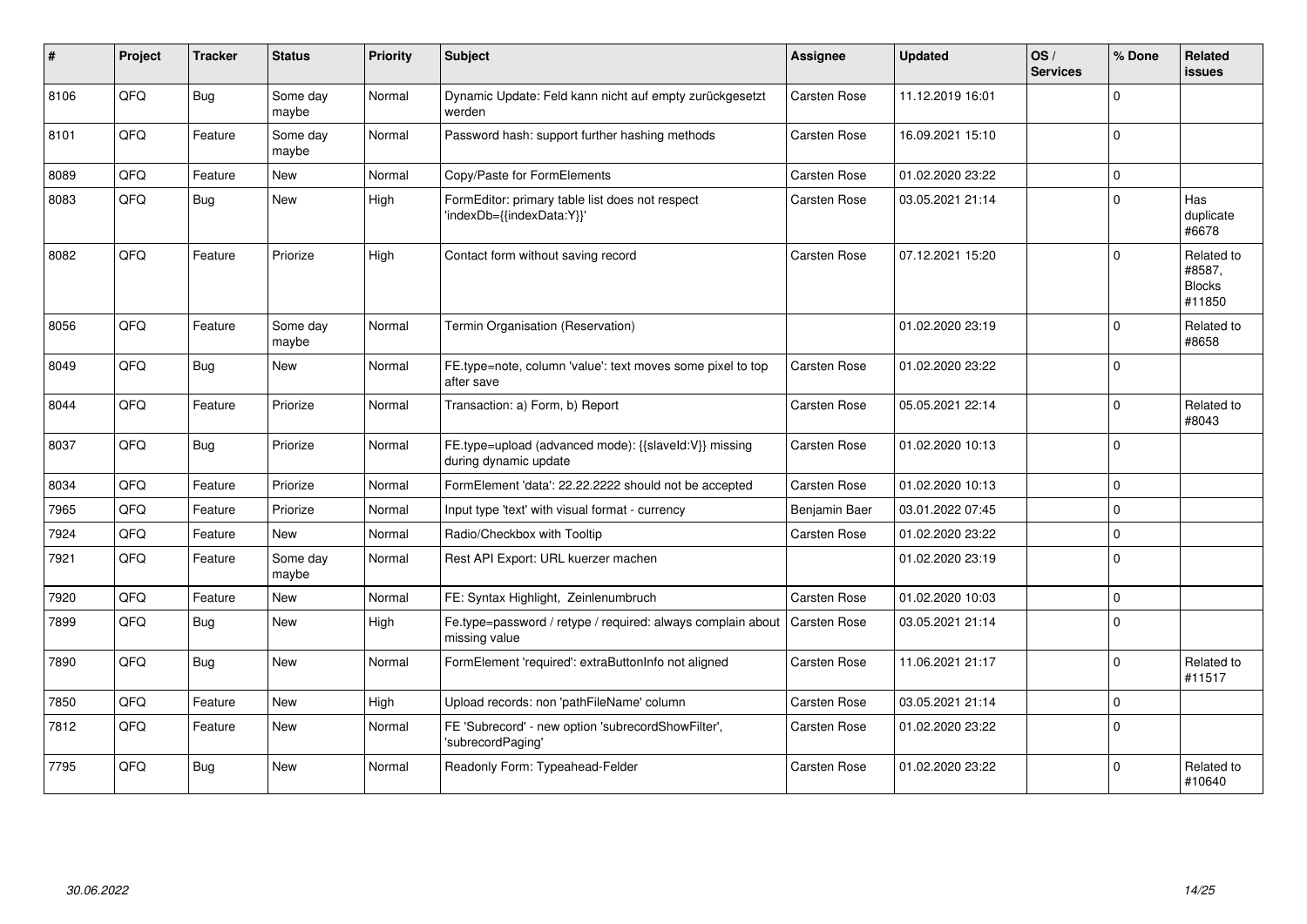| # | Project | Tracker | Status | Priority | Subject | Assignee | Updated | OS / Services | % Done | Related issues |
|---|---|---|---|---|---|---|---|---|---|---|
| 8106 | QFQ | Bug | Some day maybe | Normal | Dynamic Update: Feld kann nicht auf empty zurückgesetzt werden | Carsten Rose | 11.12.2019 16:01 | | 0 | |
| 8101 | QFQ | Feature | Some day maybe | Normal | Password hash: support further hashing methods | Carsten Rose | 16.09.2021 15:10 | | 0 | |
| 8089 | QFQ | Feature | New | Normal | Copy/Paste for FormElements | Carsten Rose | 01.02.2020 23:22 | | 0 | |
| 8083 | QFQ | Bug | New | High | FormEditor: primary table list does not respect 'indexDb={{indexData:Y}}' | Carsten Rose | 03.05.2021 21:14 | | 0 | Has duplicate #6678 |
| 8082 | QFQ | Feature | Priorize | High | Contact form without saving record | Carsten Rose | 07.12.2021 15:20 | | 0 | Related to #8587, Blocks #11850 |
| 8056 | QFQ | Feature | Some day maybe | Normal | Termin Organisation (Reservation) | | 01.02.2020 23:19 | | 0 | Related to #8658 |
| 8049 | QFQ | Bug | New | Normal | FE.type=note, column 'value': text moves some pixel to top after save | Carsten Rose | 01.02.2020 23:22 | | 0 | |
| 8044 | QFQ | Feature | Priorize | Normal | Transaction: a) Form, b) Report | Carsten Rose | 05.05.2021 22:14 | | 0 | Related to #8043 |
| 8037 | QFQ | Bug | Priorize | Normal | FE.type=upload (advanced mode): {{slaveId:V}} missing during dynamic update | Carsten Rose | 01.02.2020 10:13 | | 0 | |
| 8034 | QFQ | Feature | Priorize | Normal | FormElement 'data': 22.22.2222 should not be accepted | Carsten Rose | 01.02.2020 10:13 | | 0 | |
| 7965 | QFQ | Feature | Priorize | Normal | Input type 'text' with visual format - currency | Benjamin Baer | 03.01.2022 07:45 | | 0 | |
| 7924 | QFQ | Feature | New | Normal | Radio/Checkbox with Tooltip | Carsten Rose | 01.02.2020 23:22 | | 0 | |
| 7921 | QFQ | Feature | Some day maybe | Normal | Rest API Export: URL kuerzer machen | | 01.02.2020 23:19 | | 0 | |
| 7920 | QFQ | Feature | New | Normal | FE: Syntax Highlight, Zeilenumbruch | Carsten Rose | 01.02.2020 10:03 | | 0 | |
| 7899 | QFQ | Bug | New | High | Fe.type=password / retype / required: always complain about missing value | Carsten Rose | 03.05.2021 21:14 | | 0 | |
| 7890 | QFQ | Bug | New | Normal | FormElement 'required': extraButtonInfo not aligned | Carsten Rose | 11.06.2021 21:17 | | 0 | Related to #11517 |
| 7850 | QFQ | Feature | New | High | Upload records: non 'pathFileName' column | Carsten Rose | 03.05.2021 21:14 | | 0 | |
| 7812 | QFQ | Feature | New | Normal | FE 'Subrecord' - new option 'subrecordShowFilter', 'subrecordPaging' | Carsten Rose | 01.02.2020 23:22 | | 0 | |
| 7795 | QFQ | Bug | New | Normal | Readonly Form: Typeahead-Felder | Carsten Rose | 01.02.2020 23:22 | | 0 | Related to #10640 |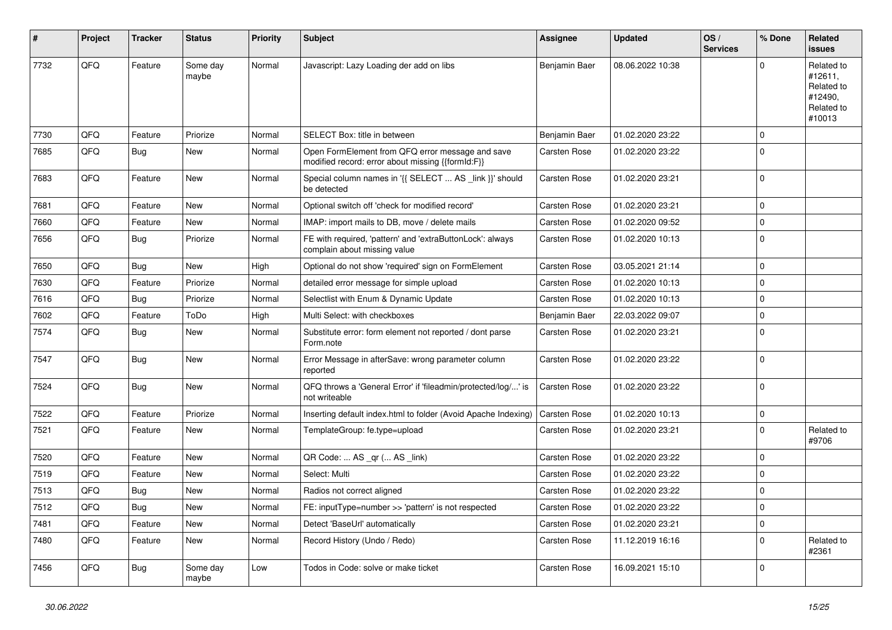| # | Project | Tracker | Status | Priority | Subject | Assignee | Updated | OS / Services | % Done | Related issues |
|---|---|---|---|---|---|---|---|---|---|---|
| 7732 | QFQ | Feature | Some day maybe | Normal | Javascript: Lazy Loading der add on libs | Benjamin Baer | 08.06.2022 10:38 | | 0 | Related to #12611, Related to #12490, Related to #10013 |
| 7730 | QFQ | Feature | Priorize | Normal | SELECT Box: title in between | Benjamin Baer | 01.02.2020 23:22 | | 0 | |
| 7685 | QFQ | Bug | New | Normal | Open FormElement from QFQ error message and save modified record: error about missing {{formId:F}} | Carsten Rose | 01.02.2020 23:22 | | 0 | |
| 7683 | QFQ | Feature | New | Normal | Special column names in '{{ SELECT ... AS _link }}' should be detected | Carsten Rose | 01.02.2020 23:21 | | 0 | |
| 7681 | QFQ | Feature | New | Normal | Optional switch off 'check for modified record' | Carsten Rose | 01.02.2020 23:21 | | 0 | |
| 7660 | QFQ | Feature | New | Normal | IMAP: import mails to DB, move / delete mails | Carsten Rose | 01.02.2020 09:52 | | 0 | |
| 7656 | QFQ | Bug | Priorize | Normal | FE with required, 'pattern' and 'extraButtonLock': always complain about missing value | Carsten Rose | 01.02.2020 10:13 | | 0 | |
| 7650 | QFQ | Bug | New | High | Optional do not show 'required' sign on FormElement | Carsten Rose | 03.05.2021 21:14 | | 0 | |
| 7630 | QFQ | Feature | Priorize | Normal | detailed error message for simple upload | Carsten Rose | 01.02.2020 10:13 | | 0 | |
| 7616 | QFQ | Bug | Priorize | Normal | Selectlist with Enum & Dynamic Update | Carsten Rose | 01.02.2020 10:13 | | 0 | |
| 7602 | QFQ | Feature | ToDo | High | Multi Select: with checkboxes | Benjamin Baer | 22.03.2022 09:07 | | 0 | |
| 7574 | QFQ | Bug | New | Normal | Substitute error: form element not reported / dont parse Form.note | Carsten Rose | 01.02.2020 23:21 | | 0 | |
| 7547 | QFQ | Bug | New | Normal | Error Message in afterSave: wrong parameter column reported | Carsten Rose | 01.02.2020 23:22 | | 0 | |
| 7524 | QFQ | Bug | New | Normal | QFQ throws a 'General Error' if 'fileadmin/protected/log/...' is not writeable | Carsten Rose | 01.02.2020 23:22 | | 0 | |
| 7522 | QFQ | Feature | Priorize | Normal | Inserting default index.html to folder (Avoid Apache Indexing) | Carsten Rose | 01.02.2020 10:13 | | 0 | |
| 7521 | QFQ | Feature | New | Normal | TemplateGroup: fe.type=upload | Carsten Rose | 01.02.2020 23:21 | | 0 | Related to #9706 |
| 7520 | QFQ | Feature | New | Normal | QR Code: ... AS _qr (... AS _link) | Carsten Rose | 01.02.2020 23:22 | | 0 | |
| 7519 | QFQ | Feature | New | Normal | Select: Multi | Carsten Rose | 01.02.2020 23:22 | | 0 | |
| 7513 | QFQ | Bug | New | Normal | Radios not correct aligned | Carsten Rose | 01.02.2020 23:22 | | 0 | |
| 7512 | QFQ | Bug | New | Normal | FE: inputType=number >> 'pattern' is not respected | Carsten Rose | 01.02.2020 23:22 | | 0 | |
| 7481 | QFQ | Feature | New | Normal | Detect 'BaseUrl' automatically | Carsten Rose | 01.02.2020 23:21 | | 0 | |
| 7480 | QFQ | Feature | New | Normal | Record History (Undo / Redo) | Carsten Rose | 11.12.2019 16:16 | | 0 | Related to #2361 |
| 7456 | QFQ | Bug | Some day maybe | Low | Todos in Code: solve or make ticket | Carsten Rose | 16.09.2021 15:10 | | 0 | |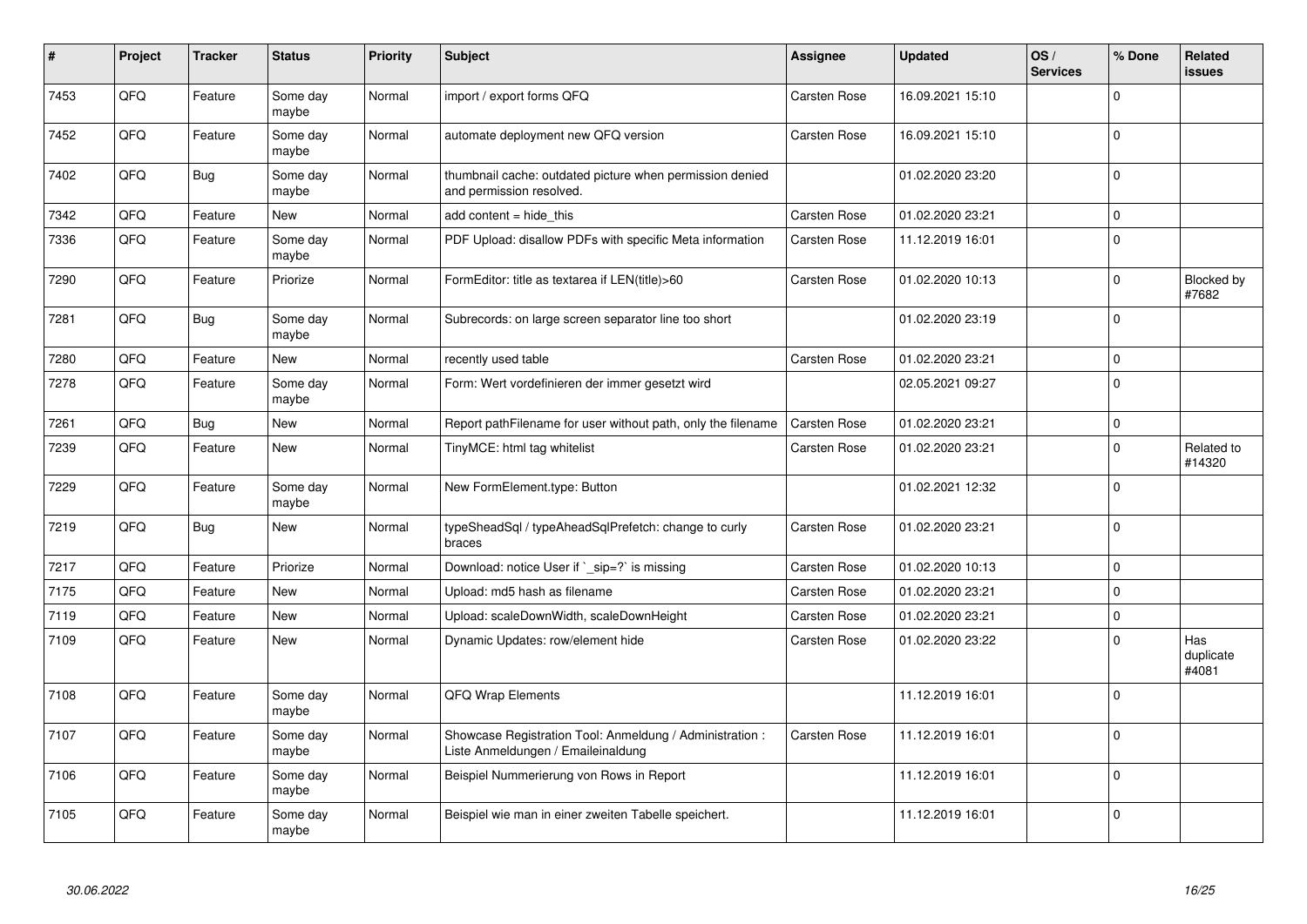| # | Project | Tracker | Status | Priority | Subject | Assignee | Updated | OS / Services | % Done | Related issues |
|---|---|---|---|---|---|---|---|---|---|---|
| 7453 | QFQ | Feature | Some day maybe | Normal | import / export forms QFQ | Carsten Rose | 16.09.2021 15:10 | | 0 | |
| 7452 | QFQ | Feature | Some day maybe | Normal | automate deployment new QFQ version | Carsten Rose | 16.09.2021 15:10 | | 0 | |
| 7402 | QFQ | Bug | Some day maybe | Normal | thumbnail cache: outdated picture when permission denied and permission resolved. | | 01.02.2020 23:20 | | 0 | |
| 7342 | QFQ | Feature | New | Normal | add content = hide_this | Carsten Rose | 01.02.2020 23:21 | | 0 | |
| 7336 | QFQ | Feature | Some day maybe | Normal | PDF Upload: disallow PDFs with specific Meta information | Carsten Rose | 11.12.2019 16:01 | | 0 | |
| 7290 | QFQ | Feature | Priorize | Normal | FormEditor: title as textarea if LEN(title)>60 | Carsten Rose | 01.02.2020 10:13 | | 0 | Blocked by #7682 |
| 7281 | QFQ | Bug | Some day maybe | Normal | Subrecords: on large screen separator line too short | | 01.02.2020 23:19 | | 0 | |
| 7280 | QFQ | Feature | New | Normal | recently used table | Carsten Rose | 01.02.2020 23:21 | | 0 | |
| 7278 | QFQ | Feature | Some day maybe | Normal | Form: Wert vordefinieren der immer gesetzt wird | | 02.05.2021 09:27 | | 0 | |
| 7261 | QFQ | Bug | New | Normal | Report pathFilename for user without path, only the filename | Carsten Rose | 01.02.2020 23:21 | | 0 | |
| 7239 | QFQ | Feature | New | Normal | TinyMCE: html tag whitelist | Carsten Rose | 01.02.2020 23:21 | | 0 | Related to #14320 |
| 7229 | QFQ | Feature | Some day maybe | Normal | New FormElement.type: Button | | 01.02.2021 12:32 | | 0 | |
| 7219 | QFQ | Bug | New | Normal | typeSheadSql / typeAheadSqlPrefetch: change to curly braces | Carsten Rose | 01.02.2020 23:21 | | 0 | |
| 7217 | QFQ | Feature | Priorize | Normal | Download: notice User if `_sip=?` is missing | Carsten Rose | 01.02.2020 10:13 | | 0 | |
| 7175 | QFQ | Feature | New | Normal | Upload: md5 hash as filename | Carsten Rose | 01.02.2020 23:21 | | 0 | |
| 7119 | QFQ | Feature | New | Normal | Upload: scaleDownWidth, scaleDownHeight | Carsten Rose | 01.02.2020 23:21 | | 0 | |
| 7109 | QFQ | Feature | New | Normal | Dynamic Updates: row/element hide | Carsten Rose | 01.02.2020 23:22 | | 0 | Has duplicate #4081 |
| 7108 | QFQ | Feature | Some day maybe | Normal | QFQ Wrap Elements | | 11.12.2019 16:01 | | 0 | |
| 7107 | QFQ | Feature | Some day maybe | Normal | Showcase Registration Tool: Anmeldung / Administration : Liste Anmeldungen / Emaileinaldung | Carsten Rose | 11.12.2019 16:01 | | 0 | |
| 7106 | QFQ | Feature | Some day maybe | Normal | Beispiel Nummerierung von Rows in Report | | 11.12.2019 16:01 | | 0 | |
| 7105 | QFQ | Feature | Some day maybe | Normal | Beispiel wie man in einer zweiten Tabelle speichert. | | 11.12.2019 16:01 | | 0 | |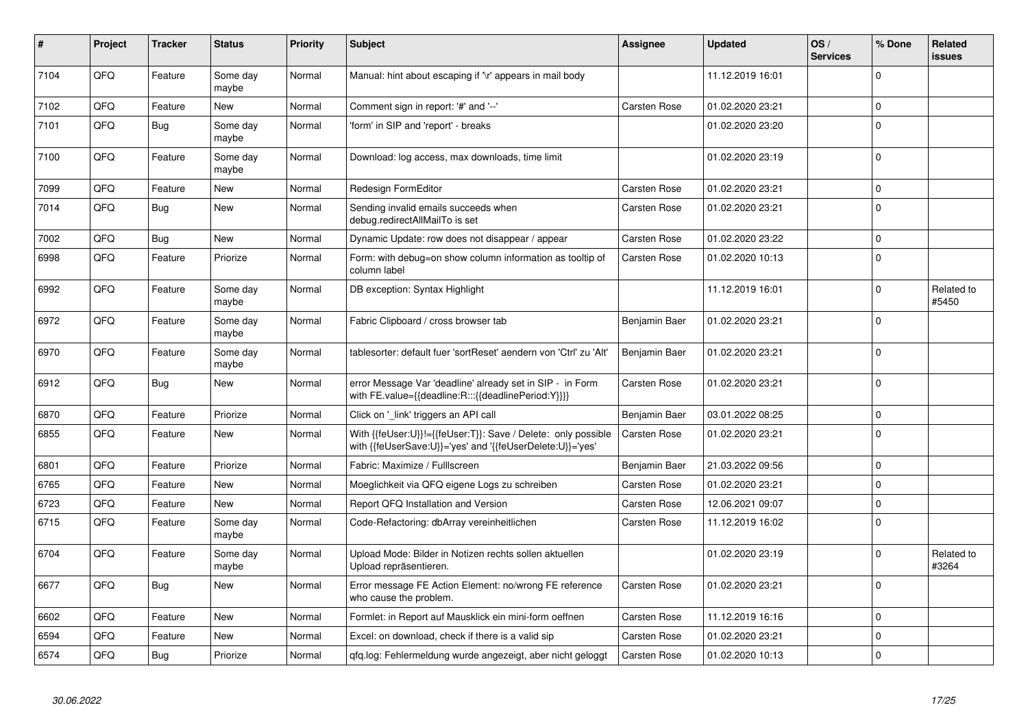| # | Project | Tracker | Status | Priority | Subject | Assignee | Updated | OS / Services | % Done | Related issues |
|---|---|---|---|---|---|---|---|---|---|---|
| 7104 | QFQ | Feature | Some day maybe | Normal | Manual: hint about escaping if '\r' appears in mail body | | 11.12.2019 16:01 | | 0 | |
| 7102 | QFQ | Feature | New | Normal | Comment sign in report: '#' and '--' | Carsten Rose | 01.02.2020 23:21 | | 0 | |
| 7101 | QFQ | Bug | Some day maybe | Normal | 'form' in SIP and 'report' - breaks | | 01.02.2020 23:20 | | 0 | |
| 7100 | QFQ | Feature | Some day maybe | Normal | Download: log access, max downloads, time limit | | 01.02.2020 23:19 | | 0 | |
| 7099 | QFQ | Feature | New | Normal | Redesign FormEditor | Carsten Rose | 01.02.2020 23:21 | | 0 | |
| 7014 | QFQ | Bug | New | Normal | Sending invalid emails succeeds when debug.redirectAllMailTo is set | Carsten Rose | 01.02.2020 23:21 | | 0 | |
| 7002 | QFQ | Bug | New | Normal | Dynamic Update: row does not disappear / appear | Carsten Rose | 01.02.2020 23:22 | | 0 | |
| 6998 | QFQ | Feature | Priorize | Normal | Form: with debug=on show column information as tooltip of column label | Carsten Rose | 01.02.2020 10:13 | | 0 | |
| 6992 | QFQ | Feature | Some day maybe | Normal | DB exception: Syntax Highlight | | 11.12.2019 16:01 | | 0 | Related to #5450 |
| 6972 | QFQ | Feature | Some day maybe | Normal | Fabric Clipboard / cross browser tab | Benjamin Baer | 01.02.2020 23:21 | | 0 | |
| 6970 | QFQ | Feature | Some day maybe | Normal | tablesorter: default fuer 'sortReset' aendern von 'Ctrl' zu 'Alt' | Benjamin Baer | 01.02.2020 23:21 | | 0 | |
| 6912 | QFQ | Bug | New | Normal | error Message Var 'deadline' already set in SIP - in Form with FE.value={{deadline:R:::{{deadlinePeriod:Y}}}} | Carsten Rose | 01.02.2020 23:21 | | 0 | |
| 6870 | QFQ | Feature | Priorize | Normal | Click on '_link' triggers an API call | Benjamin Baer | 03.01.2022 08:25 | | 0 | |
| 6855 | QFQ | Feature | New | Normal | With {{feUser:U}}!={{feUser:T}}: Save / Delete: only possible with {{feUserSave:U}}='yes' and '{{feUserDelete:U}}='yes' | Carsten Rose | 01.02.2020 23:21 | | 0 | |
| 6801 | QFQ | Feature | Priorize | Normal | Fabric: Maximize / Fulllscreen | Benjamin Baer | 21.03.2022 09:56 | | 0 | |
| 6765 | QFQ | Feature | New | Normal | Moeglichkeit via QFQ eigene Logs zu schreiben | Carsten Rose | 01.02.2020 23:21 | | 0 | |
| 6723 | QFQ | Feature | New | Normal | Report QFQ Installation and Version | Carsten Rose | 12.06.2021 09:07 | | 0 | |
| 6715 | QFQ | Feature | Some day maybe | Normal | Code-Refactoring: dbArray vereinheitlichen | Carsten Rose | 11.12.2019 16:02 | | 0 | |
| 6704 | QFQ | Feature | Some day maybe | Normal | Upload Mode: Bilder in Notizen rechts sollen aktuellen Upload repräsentieren. | | 01.02.2020 23:19 | | 0 | Related to #3264 |
| 6677 | QFQ | Bug | New | Normal | Error message FE Action Element: no/wrong FE reference who cause the problem. | Carsten Rose | 01.02.2020 23:21 | | 0 | |
| 6602 | QFQ | Feature | New | Normal | Formlet: in Report auf Mausklick ein mini-form oeffnen | Carsten Rose | 11.12.2019 16:16 | | 0 | |
| 6594 | QFQ | Feature | New | Normal | Excel: on download, check if there is a valid sip | Carsten Rose | 01.02.2020 23:21 | | 0 | |
| 6574 | QFQ | Bug | Priorize | Normal | qfq.log: Fehlermeldung wurde angezeigt, aber nicht geloggt | Carsten Rose | 01.02.2020 10:13 | | 0 | |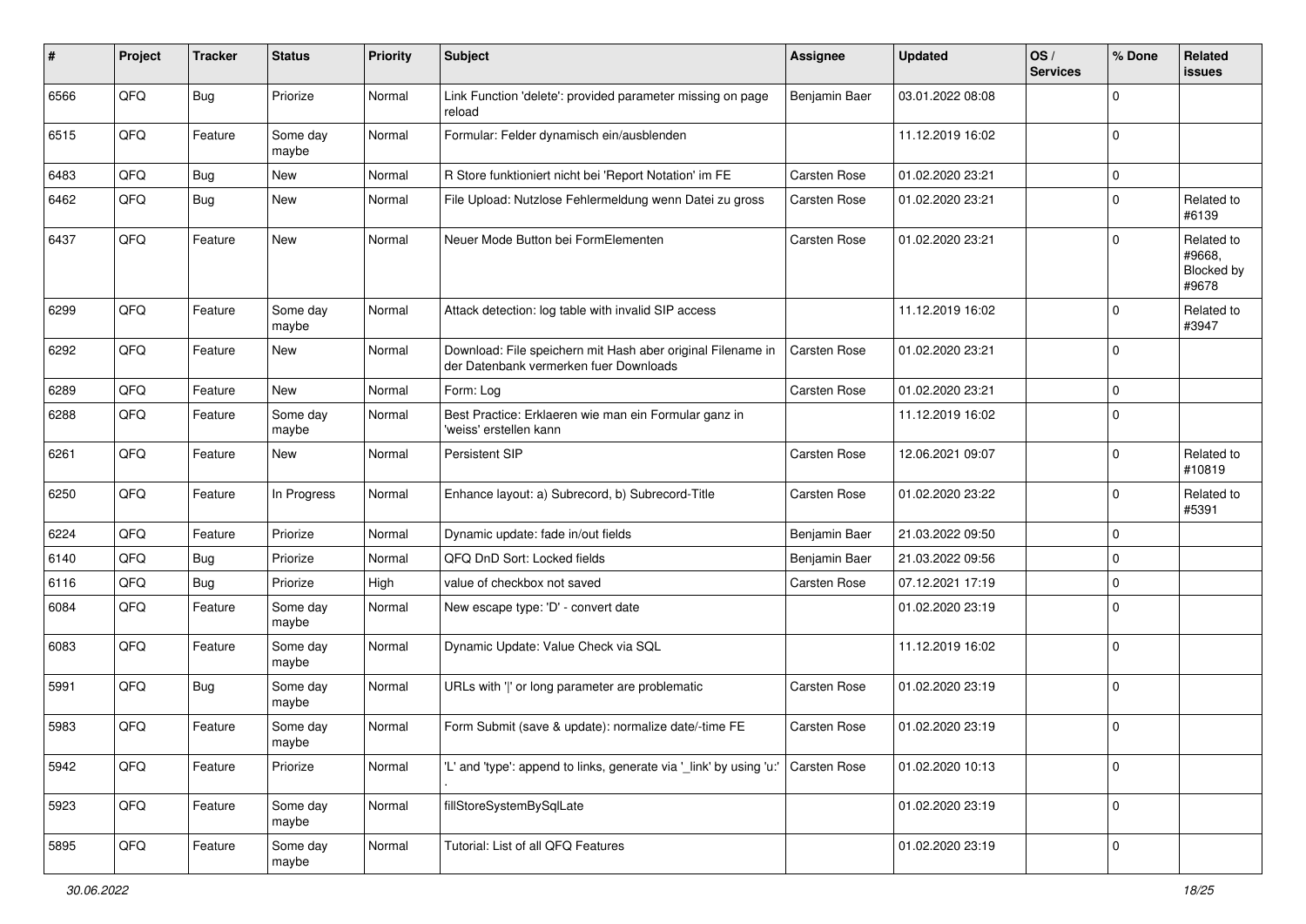| # | Project | Tracker | Status | Priority | Subject | Assignee | Updated | OS / Services | % Done | Related issues |
|---|---|---|---|---|---|---|---|---|---|---|
| 6566 | QFQ | Bug | Priorize | Normal | Link Function 'delete': provided parameter missing on page reload | Benjamin Baer | 03.01.2022 08:08 | | 0 | |
| 6515 | QFQ | Feature | Some day maybe | Normal | Formular: Felder dynamisch ein/ausblenden | | 11.12.2019 16:02 | | 0 | |
| 6483 | QFQ | Bug | New | Normal | R Store funktioniert nicht bei 'Report Notation' im FE | Carsten Rose | 01.02.2020 23:21 | | 0 | |
| 6462 | QFQ | Bug | New | Normal | File Upload: Nutzlose Fehlermeldung wenn Datei zu gross | Carsten Rose | 01.02.2020 23:21 | | 0 | Related to #6139 |
| 6437 | QFQ | Feature | New | Normal | Neuer Mode Button bei FormElementen | Carsten Rose | 01.02.2020 23:21 | | 0 | Related to #9668, Blocked by #9678 |
| 6299 | QFQ | Feature | Some day maybe | Normal | Attack detection: log table with invalid SIP access | | 11.12.2019 16:02 | | 0 | Related to #3947 |
| 6292 | QFQ | Feature | New | Normal | Download: File speichern mit Hash aber original Filename in der Datenbank vermerken fuer Downloads | Carsten Rose | 01.02.2020 23:21 | | 0 | |
| 6289 | QFQ | Feature | New | Normal | Form: Log | Carsten Rose | 01.02.2020 23:21 | | 0 | |
| 6288 | QFQ | Feature | Some day maybe | Normal | Best Practice: Erklaeren wie man ein Formular ganz in 'weiss' erstellen kann | | 11.12.2019 16:02 | | 0 | |
| 6261 | QFQ | Feature | New | Normal | Persistent SIP | Carsten Rose | 12.06.2021 09:07 | | 0 | Related to #10819 |
| 6250 | QFQ | Feature | In Progress | Normal | Enhance layout: a) Subrecord, b) Subrecord-Title | Carsten Rose | 01.02.2020 23:22 | | 0 | Related to #5391 |
| 6224 | QFQ | Feature | Priorize | Normal | Dynamic update: fade in/out fields | Benjamin Baer | 21.03.2022 09:50 | | 0 | |
| 6140 | QFQ | Bug | Priorize | Normal | QFQ DnD Sort: Locked fields | Benjamin Baer | 21.03.2022 09:56 | | 0 | |
| 6116 | QFQ | Bug | Priorize | High | value of checkbox not saved | Carsten Rose | 07.12.2021 17:19 | | 0 | |
| 6084 | QFQ | Feature | Some day maybe | Normal | New escape type: 'D' - convert date | | 01.02.2020 23:19 | | 0 | |
| 6083 | QFQ | Feature | Some day maybe | Normal | Dynamic Update: Value Check via SQL | | 11.12.2019 16:02 | | 0 | |
| 5991 | QFQ | Bug | Some day maybe | Normal | URLs with '\|' or long parameter are problematic | Carsten Rose | 01.02.2020 23:19 | | 0 | |
| 5983 | QFQ | Feature | Some day maybe | Normal | Form Submit (save & update): normalize date/-time FE | Carsten Rose | 01.02.2020 23:19 | | 0 | |
| 5942 | QFQ | Feature | Priorize | Normal | 'L' and 'type': append to links, generate via '_link' by using 'u:' . | Carsten Rose | 01.02.2020 10:13 | | 0 | |
| 5923 | QFQ | Feature | Some day maybe | Normal | fillStoreSystemBySqlLate | | 01.02.2020 23:19 | | 0 | |
| 5895 | QFQ | Feature | Some day maybe | Normal | Tutorial: List of all QFQ Features | | 01.02.2020 23:19 | | 0 | |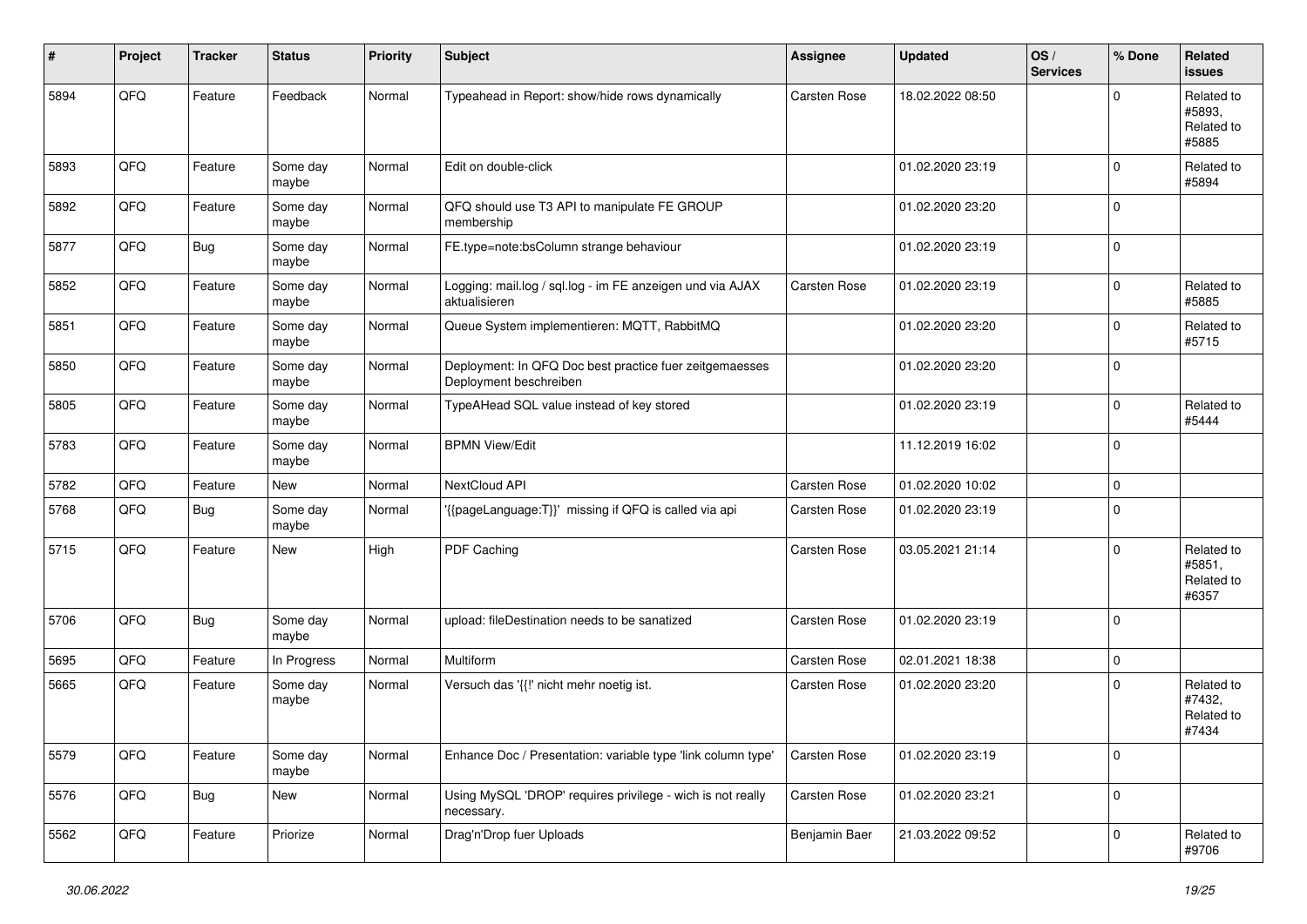| # | Project | Tracker | Status | Priority | Subject | Assignee | Updated | OS / Services | % Done | Related issues |
|---|---|---|---|---|---|---|---|---|---|---|
| 5894 | QFQ | Feature | Feedback | Normal | Typeahead in Report: show/hide rows dynamically | Carsten Rose | 18.02.2022 08:50 | | 0 | Related to #5893, Related to #5885 |
| 5893 | QFQ | Feature | Some day maybe | Normal | Edit on double-click | | 01.02.2020 23:19 | | 0 | Related to #5894 |
| 5892 | QFQ | Feature | Some day maybe | Normal | QFQ should use T3 API to manipulate FE GROUP membership | | 01.02.2020 23:20 | | 0 | |
| 5877 | QFQ | Bug | Some day maybe | Normal | FE.type=note:bsColumn strange behaviour | | 01.02.2020 23:19 | | 0 | |
| 5852 | QFQ | Feature | Some day maybe | Normal | Logging: mail.log / sql.log - im FE anzeigen und via AJAX aktualisieren | Carsten Rose | 01.02.2020 23:19 | | 0 | Related to #5885 |
| 5851 | QFQ | Feature | Some day maybe | Normal | Queue System implementieren: MQTT, RabbitMQ | | 01.02.2020 23:20 | | 0 | Related to #5715 |
| 5850 | QFQ | Feature | Some day maybe | Normal | Deployment: In QFQ Doc best practice fuer zeitgemaesses Deployment beschreiben | | 01.02.2020 23:20 | | 0 | |
| 5805 | QFQ | Feature | Some day maybe | Normal | TypeAHead SQL value instead of key stored | | 01.02.2020 23:19 | | 0 | Related to #5444 |
| 5783 | QFQ | Feature | Some day maybe | Normal | BPMN View/Edit | | 11.12.2019 16:02 | | 0 | |
| 5782 | QFQ | Feature | New | Normal | NextCloud API | Carsten Rose | 01.02.2020 10:02 | | 0 | |
| 5768 | QFQ | Bug | Some day maybe | Normal | '{{pageLanguage:T}}' missing if QFQ is called via api | Carsten Rose | 01.02.2020 23:19 | | 0 | |
| 5715 | QFQ | Feature | New | High | PDF Caching | Carsten Rose | 03.05.2021 21:14 | | 0 | Related to #5851, Related to #6357 |
| 5706 | QFQ | Bug | Some day maybe | Normal | upload: fileDestination needs to be sanatized | Carsten Rose | 01.02.2020 23:19 | | 0 | |
| 5695 | QFQ | Feature | In Progress | Normal | Multiform | Carsten Rose | 02.01.2021 18:38 | | 0 | |
| 5665 | QFQ | Feature | Some day maybe | Normal | Versuch das '{{!' nicht mehr noetig ist. | Carsten Rose | 01.02.2020 23:20 | | 0 | Related to #7432, Related to #7434 |
| 5579 | QFQ | Feature | Some day maybe | Normal | Enhance Doc / Presentation: variable type 'link column type' | Carsten Rose | 01.02.2020 23:19 | | 0 | |
| 5576 | QFQ | Bug | New | Normal | Using MySQL 'DROP' requires privilege - wich is not really necessary. | Carsten Rose | 01.02.2020 23:21 | | 0 | |
| 5562 | QFQ | Feature | Priorize | Normal | Drag'n'Drop fuer Uploads | Benjamin Baer | 21.03.2022 09:52 | | 0 | Related to #9706 |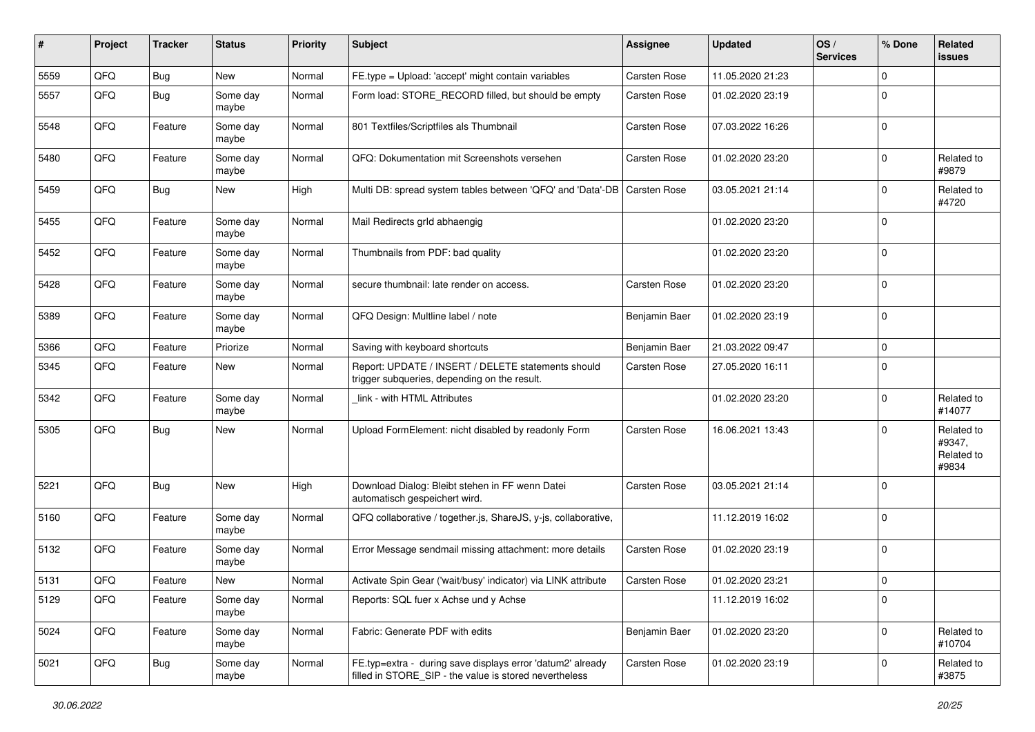| # | Project | Tracker | Status | Priority | Subject | Assignee | Updated | OS / Services | % Done | Related issues |
|---|---|---|---|---|---|---|---|---|---|---|
| 5559 | QFQ | Bug | New | Normal | FE.type = Upload: 'accept' might contain variables | Carsten Rose | 11.05.2020 21:23 | | 0 | |
| 5557 | QFQ | Bug | Some day maybe | Normal | Form load: STORE_RECORD filled, but should be empty | Carsten Rose | 01.02.2020 23:19 | | 0 | |
| 5548 | QFQ | Feature | Some day maybe | Normal | 801 Textfiles/Scriptfiles als Thumbnail | Carsten Rose | 07.03.2022 16:26 | | 0 | |
| 5480 | QFQ | Feature | Some day maybe | Normal | QFQ: Dokumentation mit Screenshots versehen | Carsten Rose | 01.02.2020 23:20 | | 0 | Related to #9879 |
| 5459 | QFQ | Bug | New | High | Multi DB: spread system tables between 'QFQ' and 'Data'-DB | Carsten Rose | 03.05.2021 21:14 | | 0 | Related to #4720 |
| 5455 | QFQ | Feature | Some day maybe | Normal | Mail Redirects grld abhaengig | | 01.02.2020 23:20 | | 0 | |
| 5452 | QFQ | Feature | Some day maybe | Normal | Thumbnails from PDF: bad quality | | 01.02.2020 23:20 | | 0 | |
| 5428 | QFQ | Feature | Some day maybe | Normal | secure thumbnail: late render on access. | Carsten Rose | 01.02.2020 23:20 | | 0 | |
| 5389 | QFQ | Feature | Some day maybe | Normal | QFQ Design: Multline label / note | Benjamin Baer | 01.02.2020 23:19 | | 0 | |
| 5366 | QFQ | Feature | Priorize | Normal | Saving with keyboard shortcuts | Benjamin Baer | 21.03.2022 09:47 | | 0 | |
| 5345 | QFQ | Feature | New | Normal | Report: UPDATE / INSERT / DELETE statements should trigger subqueries, depending on the result. | Carsten Rose | 27.05.2020 16:11 | | 0 | |
| 5342 | QFQ | Feature | Some day maybe | Normal | _link - with HTML Attributes | | 01.02.2020 23:20 | | 0 | Related to #14077 |
| 5305 | QFQ | Bug | New | Normal | Upload FormElement: nicht disabled by readonly Form | Carsten Rose | 16.06.2021 13:43 | | 0 | Related to #9347, Related to #9834 |
| 5221 | QFQ | Bug | New | High | Download Dialog: Bleibt stehen in FF wenn Datei automatisch gespeichert wird. | Carsten Rose | 03.05.2021 21:14 | | 0 | |
| 5160 | QFQ | Feature | Some day maybe | Normal | QFQ collaborative / together.js, ShareJS, y-js, collaborative, | | 11.12.2019 16:02 | | 0 | |
| 5132 | QFQ | Feature | Some day maybe | Normal | Error Message sendmail missing attachment: more details | Carsten Rose | 01.02.2020 23:19 | | 0 | |
| 5131 | QFQ | Feature | New | Normal | Activate Spin Gear ('wait/busy' indicator) via LINK attribute | Carsten Rose | 01.02.2020 23:21 | | 0 | |
| 5129 | QFQ | Feature | Some day maybe | Normal | Reports: SQL fuer x Achse und y Achse | | 11.12.2019 16:02 | | 0 | |
| 5024 | QFQ | Feature | Some day maybe | Normal | Fabric: Generate PDF with edits | Benjamin Baer | 01.02.2020 23:20 | | 0 | Related to #10704 |
| 5021 | QFQ | Bug | Some day maybe | Normal | FE.typ=extra - during save displays error 'datum2' already filled in STORE_SIP - the value is stored nevertheless | Carsten Rose | 01.02.2020 23:19 | | 0 | Related to #3875 |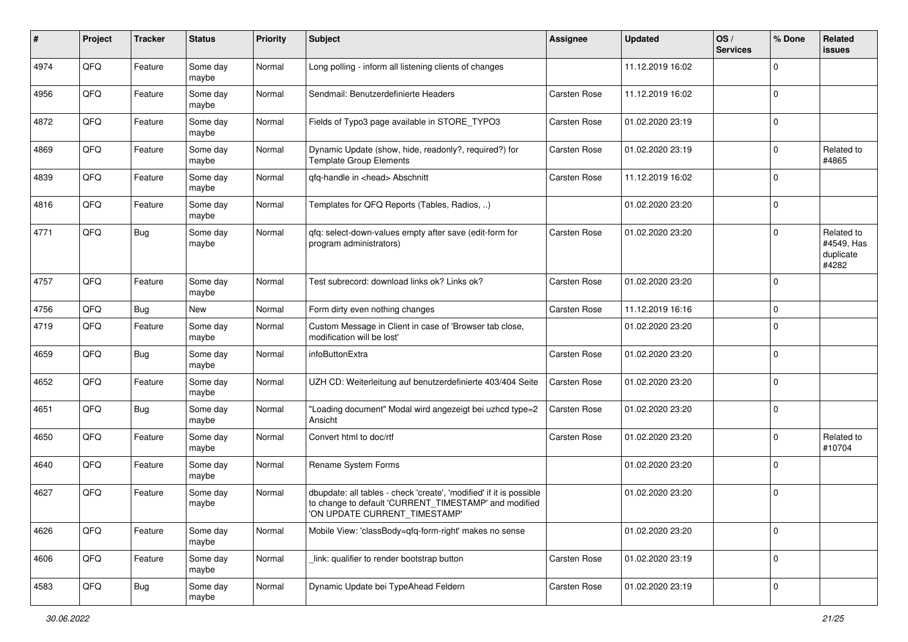| # | Project | Tracker | Status | Priority | Subject | Assignee | Updated | OS / Services | % Done | Related issues |
|---|---|---|---|---|---|---|---|---|---|---|
| 4974 | QFQ | Feature | Some day maybe | Normal | Long polling - inform all listening clients of changes | | 11.12.2019 16:02 | | 0 | |
| 4956 | QFQ | Feature | Some day maybe | Normal | Sendmail: Benutzerdefinierte Headers | Carsten Rose | 11.12.2019 16:02 | | 0 | |
| 4872 | QFQ | Feature | Some day maybe | Normal | Fields of Typo3 page available in STORE_TYPO3 | Carsten Rose | 01.02.2020 23:19 | | 0 | |
| 4869 | QFQ | Feature | Some day maybe | Normal | Dynamic Update (show, hide, readonly?, required?) for Template Group Elements | Carsten Rose | 01.02.2020 23:19 | | 0 | Related to #4865 |
| 4839 | QFQ | Feature | Some day maybe | Normal | qfq-handle in <head> Abschnitt | Carsten Rose | 11.12.2019 16:02 | | 0 | |
| 4816 | QFQ | Feature | Some day maybe | Normal | Templates for QFQ Reports (Tables, Radios, ..) | | 01.02.2020 23:20 | | 0 | |
| 4771 | QFQ | Bug | Some day maybe | Normal | qfq: select-down-values empty after save (edit-form for program administrators) | Carsten Rose | 01.02.2020 23:20 | | 0 | Related to #4549, Has duplicate #4282 |
| 4757 | QFQ | Feature | Some day maybe | Normal | Test subrecord: download links ok? Links ok? | Carsten Rose | 01.02.2020 23:20 | | 0 | |
| 4756 | QFQ | Bug | New | Normal | Form dirty even nothing changes | Carsten Rose | 11.12.2019 16:16 | | 0 | |
| 4719 | QFQ | Feature | Some day maybe | Normal | Custom Message in Client in case of 'Browser tab close, modification will be lost' | | 01.02.2020 23:20 | | 0 | |
| 4659 | QFQ | Bug | Some day maybe | Normal | infoButtonExtra | Carsten Rose | 01.02.2020 23:20 | | 0 | |
| 4652 | QFQ | Feature | Some day maybe | Normal | UZH CD: Weiterleitung auf benutzerdefinierte 403/404 Seite | Carsten Rose | 01.02.2020 23:20 | | 0 | |
| 4651 | QFQ | Bug | Some day maybe | Normal | "Loading document" Modal wird angezeigt bei uzhcd type=2 Ansicht | Carsten Rose | 01.02.2020 23:20 | | 0 | |
| 4650 | QFQ | Feature | Some day maybe | Normal | Convert html to doc/rtf | Carsten Rose | 01.02.2020 23:20 | | 0 | Related to #10704 |
| 4640 | QFQ | Feature | Some day maybe | Normal | Rename System Forms | | 01.02.2020 23:20 | | 0 | |
| 4627 | QFQ | Feature | Some day maybe | Normal | dbupdate: all tables - check 'create', 'modified' if it is possible to change to default 'CURRENT_TIMESTAMP' and modified 'ON UPDATE CURRENT_TIMESTAMP' | | 01.02.2020 23:20 | | 0 | |
| 4626 | QFQ | Feature | Some day maybe | Normal | Mobile View: 'classBody=qfq-form-right' makes no sense | | 01.02.2020 23:20 | | 0 | |
| 4606 | QFQ | Feature | Some day maybe | Normal | _link: qualifier to render bootstrap button | Carsten Rose | 01.02.2020 23:19 | | 0 | |
| 4583 | QFQ | Bug | Some day maybe | Normal | Dynamic Update bei TypeAhead Feldern | Carsten Rose | 01.02.2020 23:19 | | 0 | |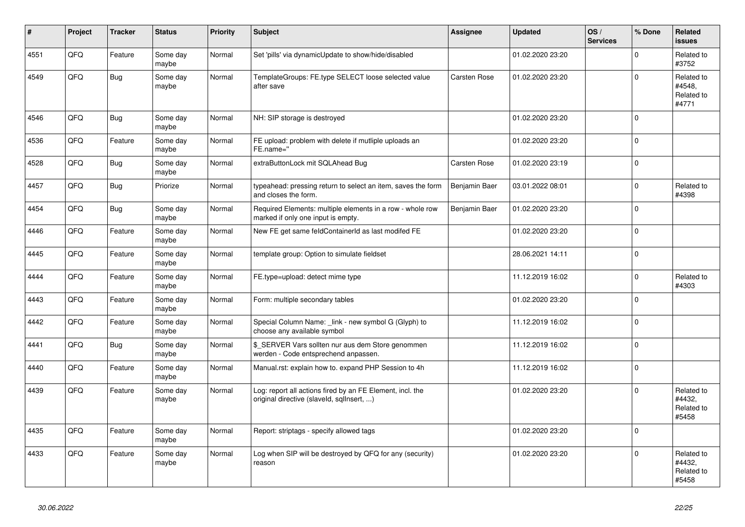| # | Project | Tracker | Status | Priority | Subject | Assignee | Updated | OS / Services | % Done | Related issues |
|---|---|---|---|---|---|---|---|---|---|---|
| 4551 | QFQ | Feature | Some day maybe | Normal | Set 'pills' via dynamicUpdate to show/hide/disabled | | 01.02.2020 23:20 | | 0 | Related to #3752 |
| 4549 | QFQ | Bug | Some day maybe | Normal | TemplateGroups: FE.type SELECT loose selected value after save | Carsten Rose | 01.02.2020 23:20 | | 0 | Related to #4548, Related to #4771 |
| 4546 | QFQ | Bug | Some day maybe | Normal | NH: SIP storage is destroyed | | 01.02.2020 23:20 | | 0 | |
| 4536 | QFQ | Feature | Some day maybe | Normal | FE upload: problem with delete if mutliple uploads an FE.name=" | | 01.02.2020 23:20 | | 0 | |
| 4528 | QFQ | Bug | Some day maybe | Normal | extraButtonLock mit SQLAhead Bug | Carsten Rose | 01.02.2020 23:19 | | 0 | |
| 4457 | QFQ | Bug | Priorize | Normal | typeahead: pressing return to select an item, saves the form and closes the form. | Benjamin Baer | 03.01.2022 08:01 | | 0 | Related to #4398 |
| 4454 | QFQ | Bug | Some day maybe | Normal | Required Elements: multiple elements in a row - whole row marked if only one input is empty. | Benjamin Baer | 01.02.2020 23:20 | | 0 | |
| 4446 | QFQ | Feature | Some day maybe | Normal | New FE get same feldContainerId as last modifed FE | | 01.02.2020 23:20 | | 0 | |
| 4445 | QFQ | Feature | Some day maybe | Normal | template group: Option to simulate fieldset | | 28.06.2021 14:11 | | 0 | |
| 4444 | QFQ | Feature | Some day maybe | Normal | FE.type=upload: detect mime type | | 11.12.2019 16:02 | | 0 | Related to #4303 |
| 4443 | QFQ | Feature | Some day maybe | Normal | Form: multiple secondary tables | | 01.02.2020 23:20 | | 0 | |
| 4442 | QFQ | Feature | Some day maybe | Normal | Special Column Name: _link - new symbol G (Glyph) to choose any available symbol | | 11.12.2019 16:02 | | 0 | |
| 4441 | QFQ | Bug | Some day maybe | Normal | $_SERVER Vars sollten nur aus dem Store genommen werden - Code entsprechend anpassen. | | 11.12.2019 16:02 | | 0 | |
| 4440 | QFQ | Feature | Some day maybe | Normal | Manual.rst: explain how to. expand PHP Session to 4h | | 11.12.2019 16:02 | | 0 | |
| 4439 | QFQ | Feature | Some day maybe | Normal | Log: report all actions fired by an FE Element, incl. the original directive (slaveId, sqlInsert, ...) | | 01.02.2020 23:20 | | 0 | Related to #4432, Related to #5458 |
| 4435 | QFQ | Feature | Some day maybe | Normal | Report: striptags - specify allowed tags | | 01.02.2020 23:20 | | 0 | |
| 4433 | QFQ | Feature | Some day maybe | Normal | Log when SIP will be destroyed by QFQ for any (security) reason | | 01.02.2020 23:20 | | 0 | Related to #4432, Related to #5458 |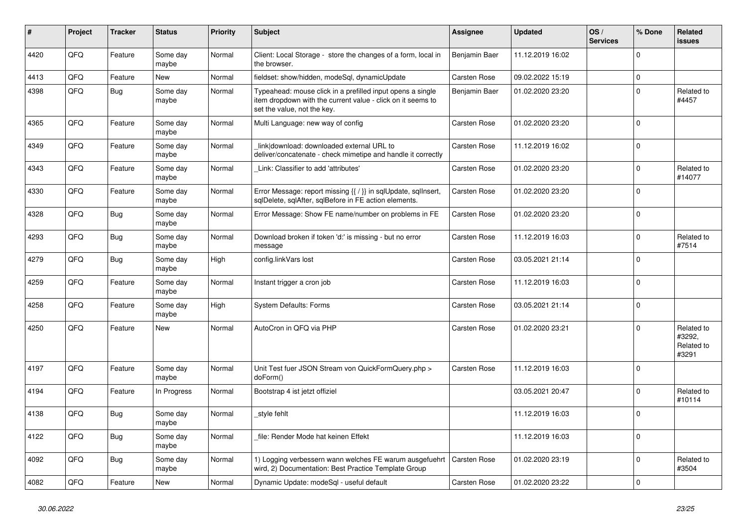| # | Project | Tracker | Status | Priority | Subject | Assignee | Updated | OS / Services | % Done | Related issues |
|---|---|---|---|---|---|---|---|---|---|---|
| 4420 | QFQ | Feature | Some day maybe | Normal | Client: Local Storage - store the changes of a form, local in the browser. | Benjamin Baer | 11.12.2019 16:02 | | 0 | |
| 4413 | QFQ | Feature | New | Normal | fieldset: show/hidden, modeSql, dynamicUpdate | Carsten Rose | 09.02.2022 15:19 | | 0 | |
| 4398 | QFQ | Bug | Some day maybe | Normal | Typeahead: mouse click in a prefilled input opens a single item dropdown with the current value - click on it seems to set the value, not the key. | Benjamin Baer | 01.02.2020 23:20 | | 0 | Related to #4457 |
| 4365 | QFQ | Feature | Some day maybe | Normal | Multi Language: new way of config | Carsten Rose | 01.02.2020 23:20 | | 0 | |
| 4349 | QFQ | Feature | Some day maybe | Normal | link\|download: downloaded external URL to deliver/concatenate - check mimetipe and handle it correctly | Carsten Rose | 11.12.2019 16:02 | | 0 | |
| 4343 | QFQ | Feature | Some day maybe | Normal | _Link: Classifier to add 'attributes' | Carsten Rose | 01.02.2020 23:20 | | 0 | Related to #14077 |
| 4330 | QFQ | Feature | Some day maybe | Normal | Error Message: report missing {{ / }} in sqlUpdate, sqlInsert, sqlDelete, sqlAfter, sqlBefore in FE action elements. | Carsten Rose | 01.02.2020 23:20 | | 0 | |
| 4328 | QFQ | Bug | Some day maybe | Normal | Error Message: Show FE name/number on problems in FE | Carsten Rose | 01.02.2020 23:20 | | 0 | |
| 4293 | QFQ | Bug | Some day maybe | Normal | Download broken if token 'd:' is missing - but no error message | Carsten Rose | 11.12.2019 16:03 | | 0 | Related to #7514 |
| 4279 | QFQ | Bug | Some day maybe | High | config.linkVars lost | Carsten Rose | 03.05.2021 21:14 | | 0 | |
| 4259 | QFQ | Feature | Some day maybe | Normal | Instant trigger a cron job | Carsten Rose | 11.12.2019 16:03 | | 0 | |
| 4258 | QFQ | Feature | Some day maybe | High | System Defaults: Forms | Carsten Rose | 03.05.2021 21:14 | | 0 | |
| 4250 | QFQ | Feature | New | Normal | AutoCron in QFQ via PHP | Carsten Rose | 01.02.2020 23:21 | | 0 | Related to #3292, Related to #3291 |
| 4197 | QFQ | Feature | Some day maybe | Normal | Unit Test fuer JSON Stream von QuickFormQuery.php > doForm() | Carsten Rose | 11.12.2019 16:03 | | 0 | |
| 4194 | QFQ | Feature | In Progress | Normal | Bootstrap 4 ist jetzt offiziel | | 03.05.2021 20:47 | | 0 | Related to #10114 |
| 4138 | QFQ | Bug | Some day maybe | Normal | _style fehlt | | 11.12.2019 16:03 | | 0 | |
| 4122 | QFQ | Bug | Some day maybe | Normal | _file: Render Mode hat keinen Effekt | | 11.12.2019 16:03 | | 0 | |
| 4092 | QFQ | Bug | Some day maybe | Normal | 1) Logging verbessern wann welches FE warum ausgefuehrt wird, 2) Documentation: Best Practice Template Group | Carsten Rose | 01.02.2020 23:19 | | 0 | Related to #3504 |
| 4082 | QFQ | Feature | New | Normal | Dynamic Update: modeSql - useful default | Carsten Rose | 01.02.2020 23:22 | | 0 | |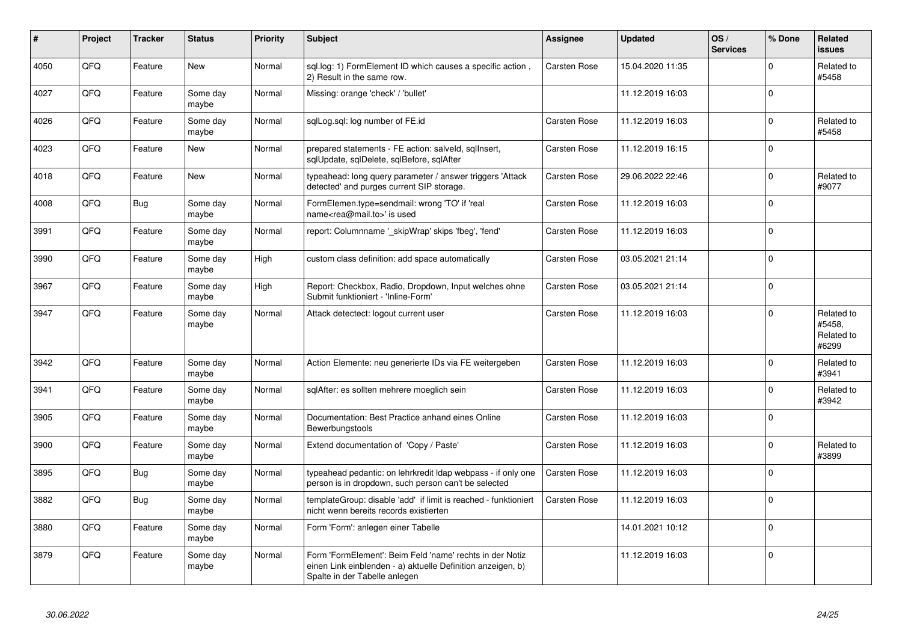| # | Project | Tracker | Status | Priority | Subject | Assignee | Updated | OS / Services | % Done | Related issues |
|---|---|---|---|---|---|---|---|---|---|---|
| 4050 | QFQ | Feature | New | Normal | sql.log: 1) FormElement ID which causes a specific action , 2) Result in the same row. | Carsten Rose | 15.04.2020 11:35 | | 0 | Related to #5458 |
| 4027 | QFQ | Feature | Some day maybe | Normal | Missing: orange 'check' / 'bullet' | | 11.12.2019 16:03 | | 0 | |
| 4026 | QFQ | Feature | Some day maybe | Normal | sqlLog.sql: log number of FE.id | Carsten Rose | 11.12.2019 16:03 | | 0 | Related to #5458 |
| 4023 | QFQ | Feature | New | Normal | prepared statements - FE action: salveld, sqlInsert, sqlUpdate, sqlDelete, sqlBefore, sqlAfter | Carsten Rose | 11.12.2019 16:15 | | 0 | |
| 4018 | QFQ | Feature | New | Normal | typeahead: long query parameter / answer triggers 'Attack detected' and purges current SIP storage. | Carsten Rose | 29.06.2022 22:46 | | 0 | Related to #9077 |
| 4008 | QFQ | Bug | Some day maybe | Normal | FormElemen.type=sendmail: wrong 'TO' if 'real name<rea@mail.to>' is used | Carsten Rose | 11.12.2019 16:03 | | 0 | |
| 3991 | QFQ | Feature | Some day maybe | Normal | report: Columnname '_skipWrap' skips 'fbeg', 'fend' | Carsten Rose | 11.12.2019 16:03 | | 0 | |
| 3990 | QFQ | Feature | Some day maybe | High | custom class definition: add space automatically | Carsten Rose | 03.05.2021 21:14 | | 0 | |
| 3967 | QFQ | Feature | Some day maybe | High | Report: Checkbox, Radio, Dropdown, Input welches ohne Submit funktioniert - 'Inline-Form' | Carsten Rose | 03.05.2021 21:14 | | 0 | |
| 3947 | QFQ | Feature | Some day maybe | Normal | Attack detectect: logout current user | Carsten Rose | 11.12.2019 16:03 | | 0 | Related to #5458, Related to #6299 |
| 3942 | QFQ | Feature | Some day maybe | Normal | Action Elemente: neu generierte IDs via FE weitergeben | Carsten Rose | 11.12.2019 16:03 | | 0 | Related to #3941 |
| 3941 | QFQ | Feature | Some day maybe | Normal | sqlAfter: es sollten mehrere moeglich sein | Carsten Rose | 11.12.2019 16:03 | | 0 | Related to #3942 |
| 3905 | QFQ | Feature | Some day maybe | Normal | Documentation: Best Practice anhand eines Online Bewerbungstools | Carsten Rose | 11.12.2019 16:03 | | 0 | |
| 3900 | QFQ | Feature | Some day maybe | Normal | Extend documentation of 'Copy / Paste' | Carsten Rose | 11.12.2019 16:03 | | 0 | Related to #3899 |
| 3895 | QFQ | Bug | Some day maybe | Normal | typeahead pedantic: on lehrkredit ldap webpass - if only one person is in dropdown, such person can't be selected | Carsten Rose | 11.12.2019 16:03 | | 0 | |
| 3882 | QFQ | Bug | Some day maybe | Normal | templateGroup: disable 'add' if limit is reached - funktioniert nicht wenn bereits records existierten | Carsten Rose | 11.12.2019 16:03 | | 0 | |
| 3880 | QFQ | Feature | Some day maybe | Normal | Form 'Form': anlegen einer Tabelle | | 14.01.2021 10:12 | | 0 | |
| 3879 | QFQ | Feature | Some day maybe | Normal | Form 'FormElement': Beim Feld 'name' rechts in der Notiz einen Link einblenden - a) aktuelle Definition anzeigen, b) Spalte in der Tabelle anlegen | | 11.12.2019 16:03 | | 0 | |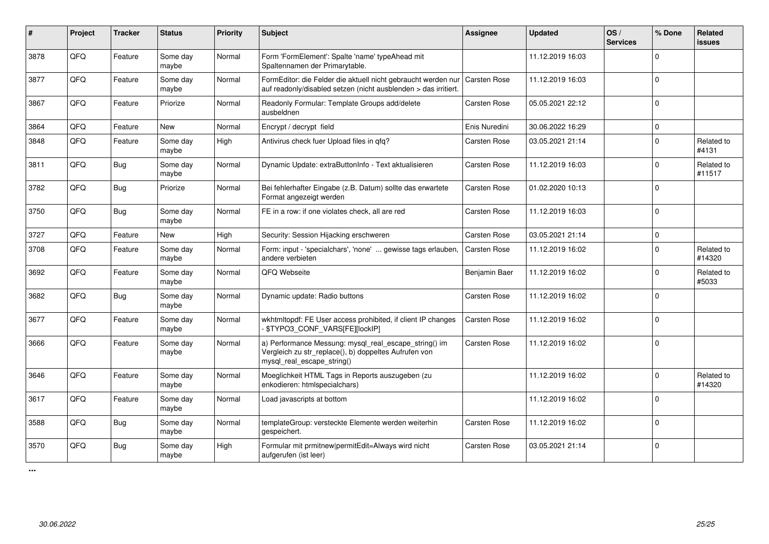| # | Project | Tracker | Status | Priority | Subject | Assignee | Updated | OS / Services | % Done | Related issues |
|---|---|---|---|---|---|---|---|---|---|---|
| 3878 | QFQ | Feature | Some day maybe | Normal | Form 'FormElement': Spalte 'name' typeAhead mit Spaltennamen der Primarytable. | | 11.12.2019 16:03 | | 0 | |
| 3877 | QFQ | Feature | Some day maybe | Normal | FormEditor: die Felder die aktuell nicht gebraucht werden nur auf readonly/disabled setzen (nicht ausblenden > das irritiert. | Carsten Rose | 11.12.2019 16:03 | | 0 | |
| 3867 | QFQ | Feature | Priorize | Normal | Readonly Formular: Template Groups add/delete ausbeldnen | Carsten Rose | 05.05.2021 22:12 | | 0 | |
| 3864 | QFQ | Feature | New | Normal | Encrypt / decrypt field | Enis Nuredini | 30.06.2022 16:29 | | 0 | |
| 3848 | QFQ | Feature | Some day maybe | High | Antivirus check fuer Upload files in qfq? | Carsten Rose | 03.05.2021 21:14 | | 0 | Related to #4131 |
| 3811 | QFQ | Bug | Some day maybe | Normal | Dynamic Update: extraButtonInfo - Text aktualisieren | Carsten Rose | 11.12.2019 16:03 | | 0 | Related to #11517 |
| 3782 | QFQ | Bug | Priorize | Normal | Bei fehlerhafter Eingabe (z.B. Datum) sollte das erwartete Format angezeigt werden | Carsten Rose | 01.02.2020 10:13 | | 0 | |
| 3750 | QFQ | Bug | Some day maybe | Normal | FE in a row: if one violates check, all are red | Carsten Rose | 11.12.2019 16:03 | | 0 | |
| 3727 | QFQ | Feature | New | High | Security: Session Hijacking erschweren | Carsten Rose | 03.05.2021 21:14 | | 0 | |
| 3708 | QFQ | Feature | Some day maybe | Normal | Form: input - 'specialchars', 'none' ... gewisse tags erlauben, andere verbieten | Carsten Rose | 11.12.2019 16:02 | | 0 | Related to #14320 |
| 3692 | QFQ | Feature | Some day maybe | Normal | QFQ Webseite | Benjamin Baer | 11.12.2019 16:02 | | 0 | Related to #5033 |
| 3682 | QFQ | Bug | Some day maybe | Normal | Dynamic update: Radio buttons | Carsten Rose | 11.12.2019 16:02 | | 0 | |
| 3677 | QFQ | Feature | Some day maybe | Normal | wkhtmltopdf: FE User access prohibited, if client IP changes - $TYPO3_CONF_VARS[FE][lockIP] | Carsten Rose | 11.12.2019 16:02 | | 0 | |
| 3666 | QFQ | Feature | Some day maybe | Normal | a) Performance Messung: mysql_real_escape_string() im Vergleich zu str_replace(), b) doppeltes Aufrufen von mysql_real_escape_string() | Carsten Rose | 11.12.2019 16:02 | | 0 | |
| 3646 | QFQ | Feature | Some day maybe | Normal | Moeglichkeit HTML Tags in Reports auszugeben (zu enkodieren: htmlspecialchars) | | 11.12.2019 16:02 | | 0 | Related to #14320 |
| 3617 | QFQ | Feature | Some day maybe | Normal | Load javascripts at bottom | | 11.12.2019 16:02 | | 0 | |
| 3588 | QFQ | Bug | Some day maybe | Normal | templateGroup: versteckte Elemente werden weiterhin gespeichert. | Carsten Rose | 11.12.2019 16:02 | | 0 | |
| 3570 | QFQ | Bug | Some day maybe | High | Formular mit prmitnew\|permitEdit=Always wird nicht aufgerufen (ist leer) | Carsten Rose | 03.05.2021 21:14 | | 0 | |

...